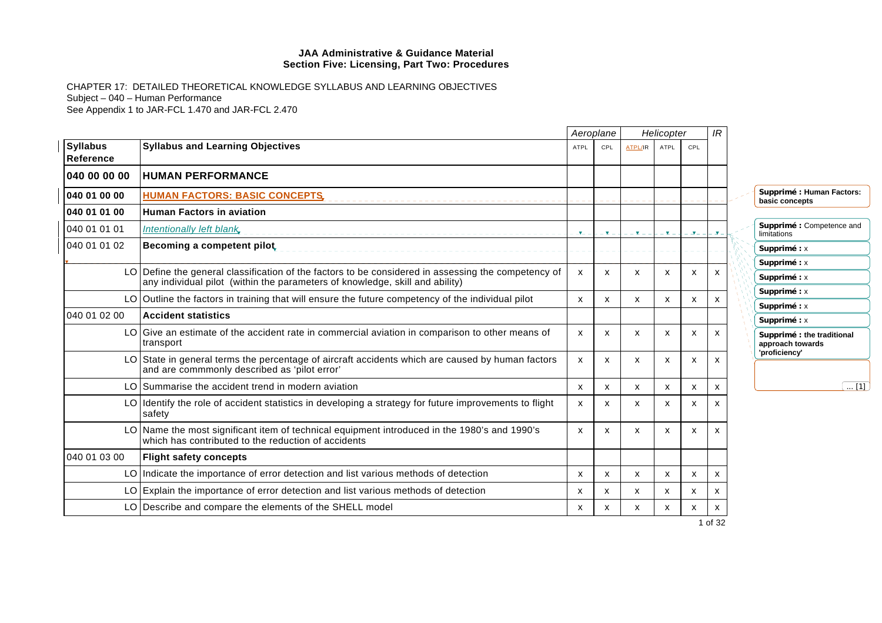**JAA Administrative & Guidance Material**
**Section Five: Licensing, Part Two: Procedures**

CHAPTER 17: DETAILED THEORETICAL KNOWLEDGE SYLLABUS AND LEARNING OBJECTIVES
Subject – 040 – Human Performance
See Appendix 1 to JAR-FCL 1.470 and JAR-FCL 2.470

| | | *Aeroplane* | | *Helicopter* | | | *IR* |
|---|---|---|---|---|---|---|---|
| **Syllabus Reference** | **Syllabus and Learning Objectives** | ATPL | CPL | ATPL/IR | ATPL | CPL | |
| **040 00 00 00** | **HUMAN PERFORMANCE** | | | | | | |
| **040 01 00 00** | **HUMAN FACTORS: BASIC CONCEPTS** | | | | | | |
| **040 01 01 00** | **Human Factors in aviation** | | | | | | |
| 040 01 01 01 | *Intentionally left blank* | | | | | | |
| 040 01 01 02 | **Becoming a competent pilot** | | | | | | |
| LO | Define the general classification of the factors to be considered in assessing the competency of any individual pilot (within the parameters of knowledge, skill and ability) | x | x | x | x | x | x |
| LO | Outline the factors in training that will ensure the future competency of the individual pilot | x | x | x | x | x | x |
| 040 01 02 00 | **Accident statistics** | | | | | | |
| LO | Give an estimate of the accident rate in commercial aviation in comparison to other means of transport | x | x | x | x | x | x |
| LO | State in general terms the percentage of aircraft accidents which are caused by human factors and are commmonly described as 'pilot error' | x | x | x | x | x | x |
| LO | Summarise the accident trend in modern aviation | x | x | x | x | x | x |
| LO | Identify the role of accident statistics in developing a strategy for future improvements to flight safety | x | x | x | x | x | x |
| LO | Name the most significant item of technical equipment introduced in the 1980's and 1990's which has contributed to the reduction of accidents | x | x | x | x | x | x |
| 040 01 03 00 | **Flight safety concepts** | | | | | | |
| LO | Indicate the importance of error detection and list various methods of detection | x | x | x | x | x | x |
| LO | Explain the importance of error detection and list various methods of detection | x | x | x | x | x | x |
| LO | Describe and compare the elements of the SHELL model | x | x | x | x | x | x |

**Supprimé : Human Factors: basic concepts**
**Supprimé :** Competence and limitations
**Supprimé :** x
**Supprimé :** x
**Supprimé :** x
**Supprimé :** x
**Supprimé :** x
**Supprimé :** x
**Supprimé : the traditional approach towards 'proficiency'**
... [1]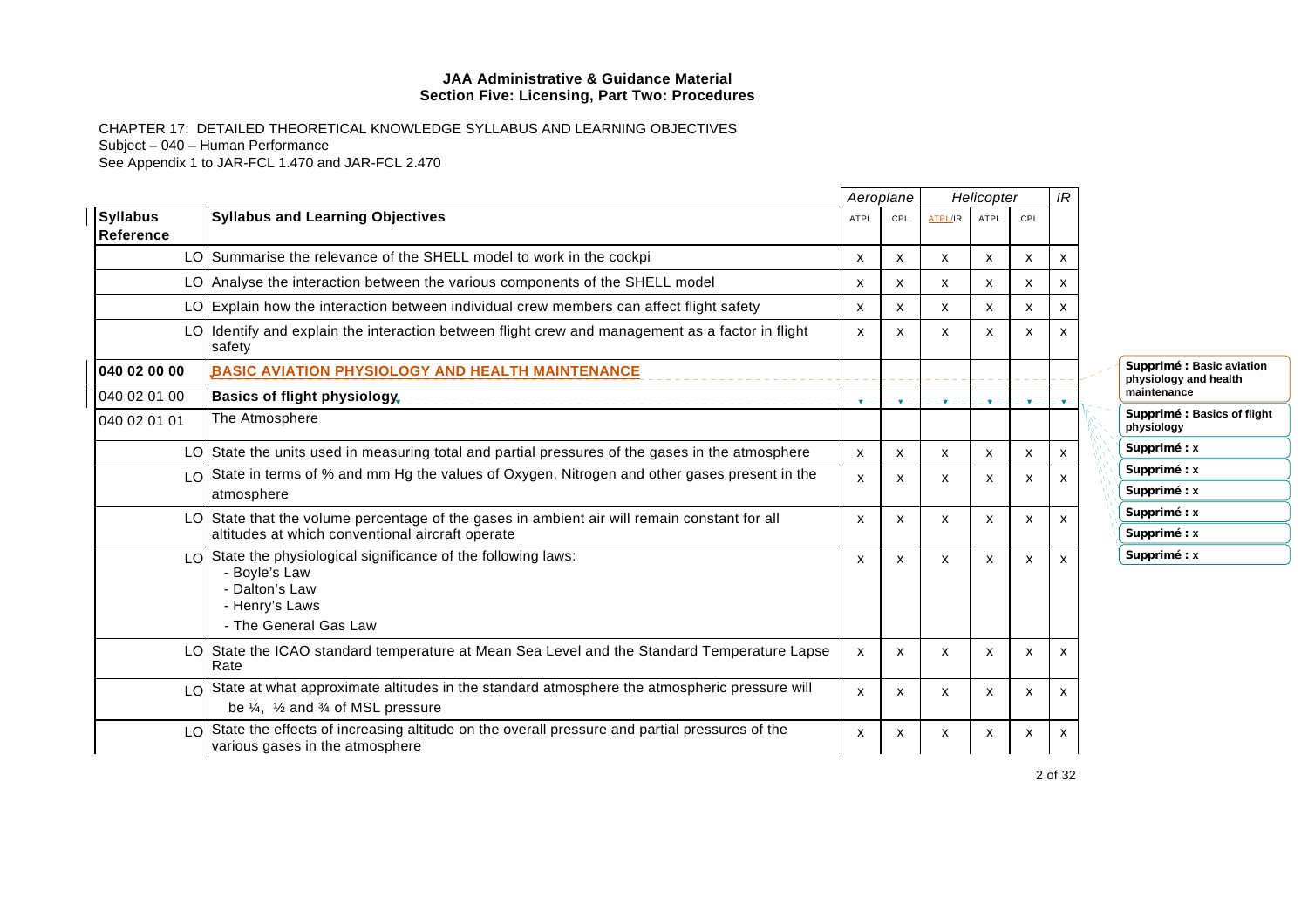**JAA Administrative & Guidance Material**
**Section Five: Licensing, Part Two: Procedures**

CHAPTER 17: DETAILED THEORETICAL KNOWLEDGE SYLLABUS AND LEARNING OBJECTIVES
Subject – 040 – Human Performance
See Appendix 1 to JAR-FCL 1.470 and JAR-FCL 2.470

| Syllabus Reference | Syllabus and Learning Objectives | Aeroplane | | Helicopter | | | IR |
|---|---|---|---|---|---|---|---|
| | | ATPL | CPL | ATPL/IR | ATPL | CPL | |
| LO | Summarise the relevance of the SHELL model to work in the cockpi | x | x | x | x | x | x |
| LO | Analyse the interaction between the various components of the SHELL model | x | x | x | x | x | x |
| LO | Explain how the interaction between individual crew members can affect flight safety | x | x | x | x | x | x |
| LO | Identify and explain the interaction between flight crew and management as a factor in flight safety | x | x | x | x | x | x |
| **040 02 00 00** | **BASIC AVIATION PHYSIOLOGY AND HEALTH MAINTENANCE** | | | | | | |
| 040 02 01 00 | **Basics of flight physiology** | | | | | | |
| 040 02 01 01 | The Atmosphere | | | | | | |
| LO | State the units used in measuring total and partial pressures of the gases in the atmosphere | x | x | x | x | x | x |
| LO | State in terms of % and mm Hg the values of Oxygen, Nitrogen and other gases present in the atmosphere | x | x | x | x | x | x |
| LO | State that the volume percentage of the gases in ambient air will remain constant for all altitudes at which conventional aircraft operate | x | x | x | x | x | x |
| LO | State the physiological significance of the following laws:<br>- Boyle's Law<br>- Dalton's Law<br>- Henry's Laws<br>- The General Gas Law | x | x | x | x | x | x |
| LO | State the ICAO standard temperature at Mean Sea Level and the Standard Temperature Lapse Rate | x | x | x | x | x | x |
| LO | State at what approximate altitudes in the standard atmosphere the atmospheric pressure will be ¼, ½ and ¾ of MSL pressure | x | x | x | x | x | x |
| LO | State the effects of increasing altitude on the overall pressure and partial pressures of the various gases in the atmosphere | x | x | x | x | x | x |

Supprimé : Basic aviation physiology and health maintenance
Supprimé : Basics of flight physiology
Supprimé : x
Supprimé : x
Supprimé : x
Supprimé : x
Supprimé : x
Supprimé : x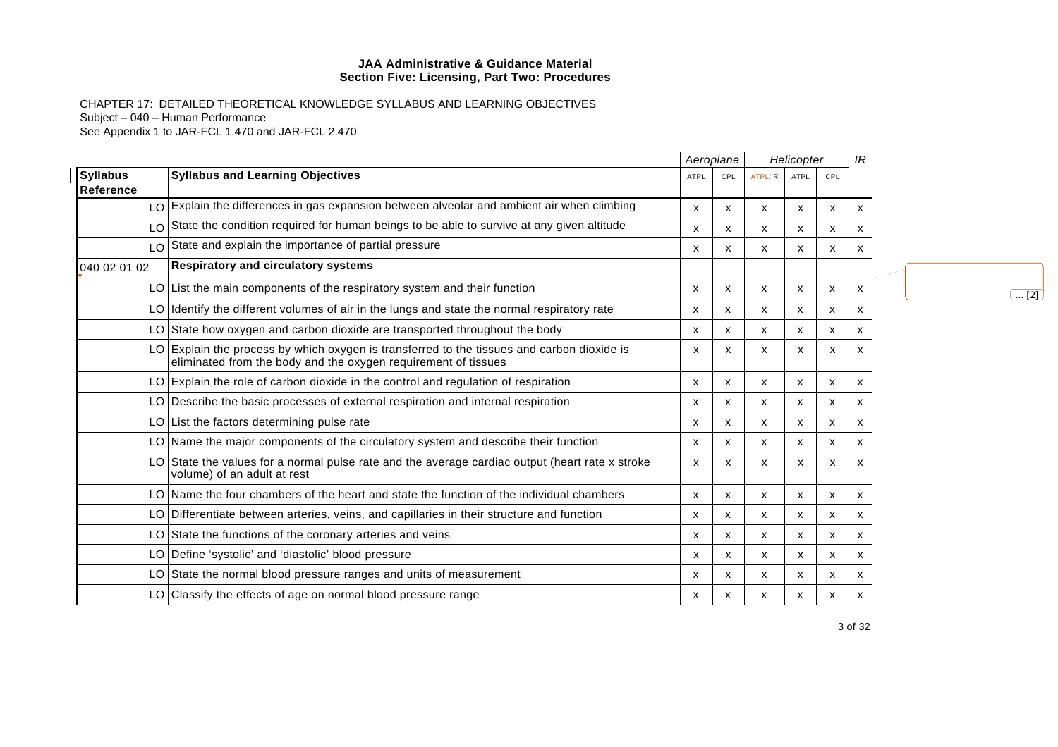**JAA Administrative & Guidance Material**
**Section Five: Licensing, Part Two: Procedures**

CHAPTER 17: DETAILED THEORETICAL KNOWLEDGE SYLLABUS AND LEARNING OBJECTIVES
Subject – 040 – Human Performance
See Appendix 1 to JAR-FCL 1.470 and JAR-FCL 2.470

| | | *Aeroplane* | | *Helicopter* | | | *IR* |
|---|---|---|---|---|---|---|---|
| **Syllabus Reference** | **Syllabus and Learning Objectives** | ATPL | CPL | ATPL/IR | ATPL | CPL | |
| LO | Explain the differences in gas expansion between alveolar and ambient air when climbing | x | x | x | x | x | x |
| LO | State the condition required for human beings to be able to survive at any given altitude | x | x | x | x | x | x |
| LO | State and explain the importance of partial pressure | x | x | x | x | x | x |
| 040 02 01 02 | **Respiratory and circulatory systems** | | | | | | |
| LO | List the main components of the respiratory system and their function | x | x | x | x | x | x |
| LO | Identify the different volumes of air in the lungs and state the normal respiratory rate | x | x | x | x | x | x |
| LO | State how oxygen and carbon dioxide are transported throughout the body | x | x | x | x | x | x |
| LO | Explain the process by which oxygen is transferred to the tissues and carbon dioxide is eliminated from the body and the oxygen requirement of tissues | x | x | x | x | x | x |
| LO | Explain the role of carbon dioxide in the control and regulation of respiration | x | x | x | x | x | x |
| LO | Describe the basic processes of external respiration and internal respiration | x | x | x | x | x | x |
| LO | List the factors determining pulse rate | x | x | x | x | x | x |
| LO | Name the major components of the circulatory system and describe their function | x | x | x | x | x | x |
| LO | State the values for a normal pulse rate and the average cardiac output (heart rate x stroke volume) of an adult at rest | x | x | x | x | x | x |
| LO | Name the four chambers of the heart and state the function of the individual chambers | x | x | x | x | x | x |
| LO | Differentiate between arteries, veins, and capillaries in their structure and function | x | x | x | x | x | x |
| LO | State the functions of the coronary arteries and veins | x | x | x | x | x | x |
| LO | Define 'systolic' and 'diastolic' blood pressure | x | x | x | x | x | x |
| LO | State the normal blood pressure ranges and units of measurement | x | x | x | x | x | x |
| LO | Classify the effects of age on normal blood pressure range | x | x | x | x | x | x |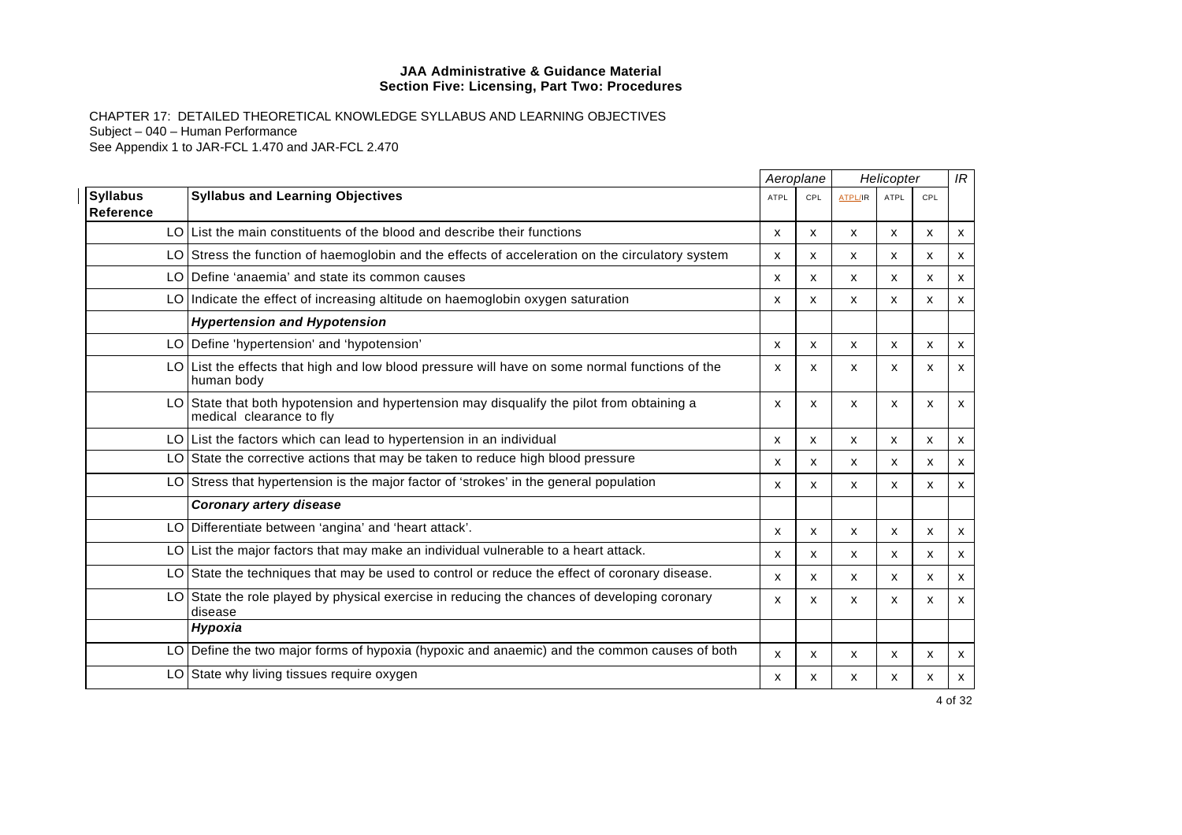**JAA Administrative & Guidance Material**
**Section Five: Licensing, Part Two: Procedures**

CHAPTER 17: DETAILED THEORETICAL KNOWLEDGE SYLLABUS AND LEARNING OBJECTIVES
Subject – 040 – Human Performance
See Appendix 1 to JAR-FCL 1.470 and JAR-FCL 2.470

| | | *Aeroplane* | | *Helicopter* | | | *IR* |
|---|---|---|---|---|---|---|---|
| **Syllabus Reference** | **Syllabus and Learning Objectives** | ATPL | CPL | ATPL/IR | ATPL | CPL | |
| LO | List the main constituents of the blood and describe their functions | x | x | x | x | x | x |
| LO | Stress the function of haemoglobin and the effects of acceleration on the circulatory system | x | x | x | x | x | x |
| LO | Define 'anaemia' and state its common causes | x | x | x | x | x | x |
| LO | Indicate the effect of increasing altitude on haemoglobin oxygen saturation | x | x | x | x | x | x |
| | ***Hypertension and Hypotension*** | | | | | | |
| LO | Define 'hypertension' and 'hypotension' | x | x | x | x | x | x |
| LO | List the effects that high and low blood pressure will have on some normal functions of the human body | x | x | x | x | x | x |
| LO | State that both hypotension and hypertension may disqualify the pilot from obtaining a medical clearance to fly | x | x | x | x | x | x |
| LO | List the factors which can lead to hypertension in an individual | x | x | x | x | x | x |
| LO | State the corrective actions that may be taken to reduce high blood pressure | x | x | x | x | x | x |
| LO | Stress that hypertension is the major factor of 'strokes' in the general population | x | x | x | x | x | x |
| | ***Coronary artery disease*** | | | | | | |
| LO | Differentiate between 'angina' and 'heart attack'. | x | x | x | x | x | x |
| LO | List the major factors that may make an individual vulnerable to a heart attack. | x | x | x | x | x | x |
| LO | State the techniques that may be used to control or reduce the effect of coronary disease. | x | x | x | x | x | x |
| LO | State the role played by physical exercise in reducing the chances of developing coronary disease | x | x | x | x | x | x |
| | ***Hypoxia*** | | | | | | |
| LO | Define the two major forms of hypoxia (hypoxic and anaemic) and the common causes of both | x | x | x | x | x | x |
| LO | State why living tissues require oxygen | x | x | x | x | x | x |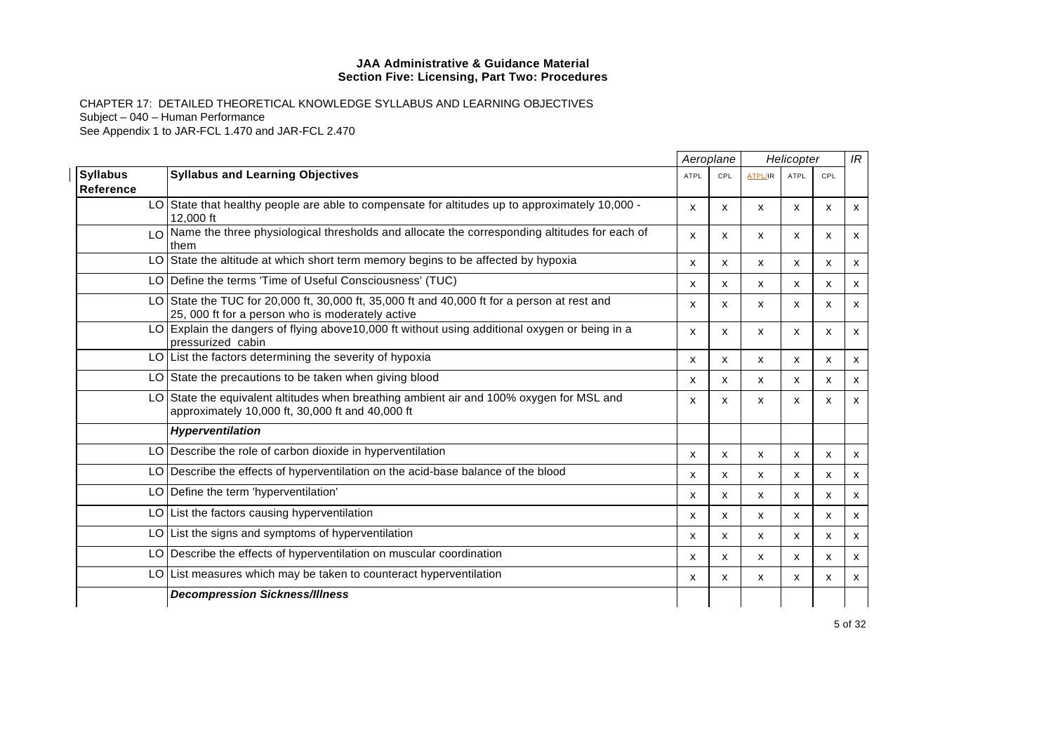**JAA Administrative & Guidance Material**
**Section Five: Licensing, Part Two: Procedures**

CHAPTER 17: DETAILED THEORETICAL KNOWLEDGE SYLLABUS AND LEARNING OBJECTIVES
Subject – 040 – Human Performance
See Appendix 1 to JAR-FCL 1.470 and JAR-FCL 2.470

| | | *Aeroplane* | | *Helicopter* | | | *IR* |
|---|---|---|---|---|---|---|---|
| **Syllabus Reference** | **Syllabus and Learning Objectives** | ATPL | CPL | ATPL/IR | ATPL | CPL | |
| LO | State that healthy people are able to compensate for altitudes up to approximately 10,000 - 12,000 ft | x | x | x | x | x | x |
| LO | Name the three physiological thresholds and allocate the corresponding altitudes for each of them | x | x | x | x | x | x |
| LO | State the altitude at which short term memory begins to be affected by hypoxia | x | x | x | x | x | x |
| LO | Define the terms 'Time of Useful Consciousness' (TUC) | x | x | x | x | x | x |
| LO | State the TUC for 20,000 ft, 30,000 ft, 35,000 ft and 40,000 ft for a person at rest and 25, 000 ft for a person who is moderately active | x | x | x | x | x | x |
| LO | Explain the dangers of flying above10,000 ft without using additional oxygen or being in a pressurized cabin | x | x | x | x | x | x |
| LO | List the factors determining the severity of hypoxia | x | x | x | x | x | x |
| LO | State the precautions to be taken when giving blood | x | x | x | x | x | x |
| LO | State the equivalent altitudes when breathing ambient air and 100% oxygen for MSL and approximately 10,000 ft, 30,000 ft and 40,000 ft | x | x | x | x | x | x |
| | ***Hyperventilation*** | | | | | | |
| LO | Describe the role of carbon dioxide in hyperventilation | x | x | x | x | x | x |
| LO | Describe the effects of hyperventilation on the acid-base balance of the blood | x | x | x | x | x | x |
| LO | Define the term 'hyperventilation' | x | x | x | x | x | x |
| LO | List the factors causing hyperventilation | x | x | x | x | x | x |
| LO | List the signs and symptoms of hyperventilation | x | x | x | x | x | x |
| LO | Describe the effects of hyperventilation on muscular coordination | x | x | x | x | x | x |
| LO | List measures which may be taken to counteract hyperventilation | x | x | x | x | x | x |
| | ***Decompression Sickness/Illness*** | | | | | | |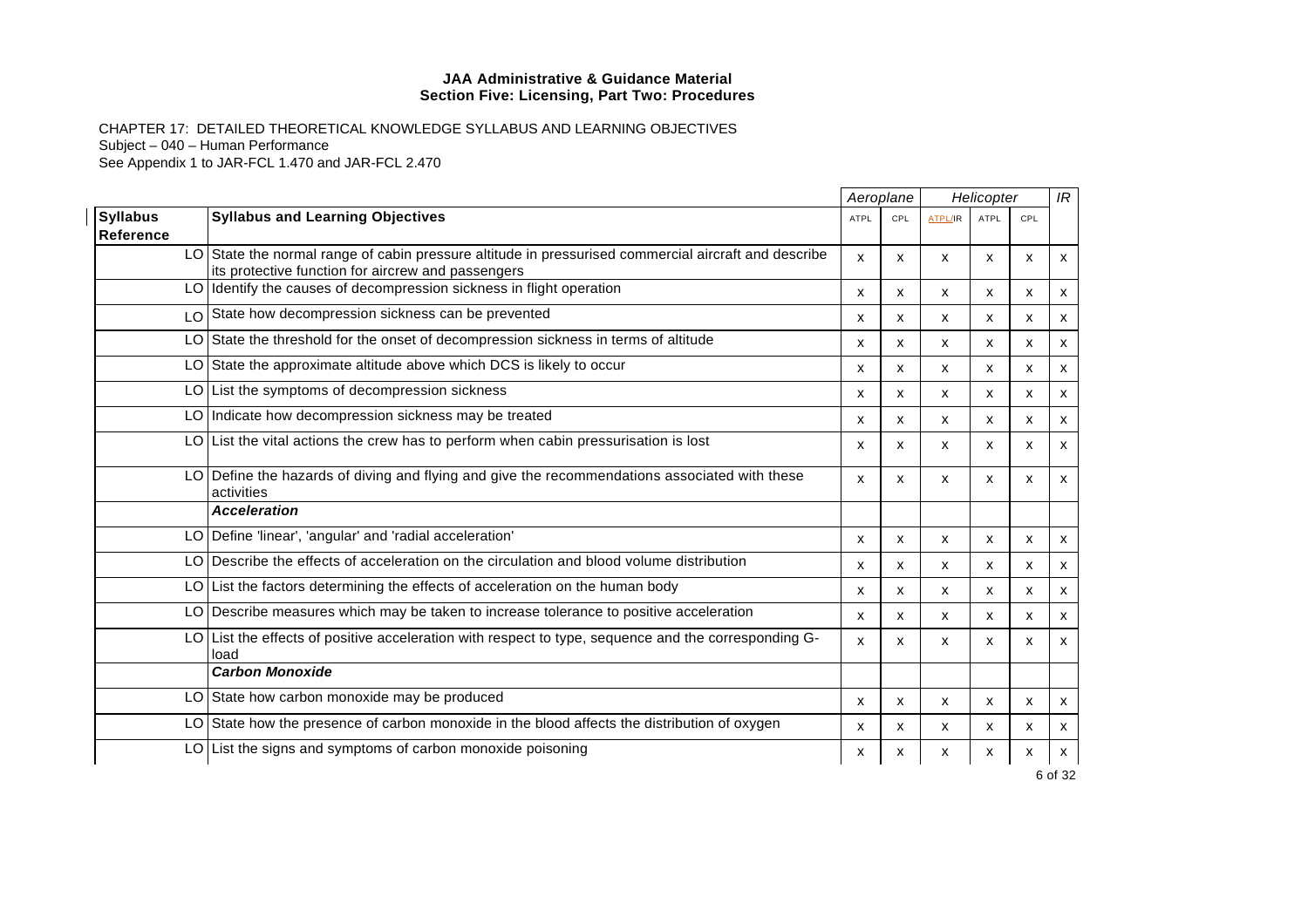**JAA Administrative & Guidance Material**
**Section Five: Licensing, Part Two: Procedures**

CHAPTER 17: DETAILED THEORETICAL KNOWLEDGE SYLLABUS AND LEARNING OBJECTIVES
Subject – 040 – Human Performance
See Appendix 1 to JAR-FCL 1.470 and JAR-FCL 2.470

| | | Aeroplane | | Helicopter | | | IR |
|---|---|---|---|---|---|---|---|
| **Syllabus Reference** | **Syllabus and Learning Objectives** | ATPL | CPL | ATPL/IR | ATPL | CPL | |
| LO | State the normal range of cabin pressure altitude in pressurised commercial aircraft and describe its protective function for aircrew and passengers | x | x | x | x | x | x |
| LO | Identify the causes of decompression sickness in flight operation | x | x | x | x | x | x |
| LO | State how decompression sickness can be prevented | x | x | x | x | x | x |
| LO | State the threshold for the onset of decompression sickness in terms of altitude | x | x | x | x | x | x |
| LO | State the approximate altitude above which DCS is likely to occur | x | x | x | x | x | x |
| LO | List the symptoms of decompression sickness | x | x | x | x | x | x |
| LO | Indicate how decompression sickness may be treated | x | x | x | x | x | x |
| LO | List the vital actions the crew has to perform when cabin pressurisation is lost | x | x | x | x | x | x |
| LO | Define the hazards of diving and flying and give the recommendations associated with these activities | x | x | x | x | x | x |
| | ***Acceleration*** | | | | | | |
| LO | Define 'linear', 'angular' and 'radial acceleration' | x | x | x | x | x | x |
| LO | Describe the effects of acceleration on the circulation and blood volume distribution | x | x | x | x | x | x |
| LO | List the factors determining the effects of acceleration on the human body | x | x | x | x | x | x |
| LO | Describe measures which may be taken to increase tolerance to positive acceleration | x | x | x | x | x | x |
| LO | List the effects of positive acceleration with respect to type, sequence and the corresponding G-load | x | x | x | x | x | x |
| | ***Carbon Monoxide*** | | | | | | |
| LO | State how carbon monoxide may be produced | x | x | x | x | x | x |
| LO | State how the presence of carbon monoxide in the blood affects the distribution of oxygen | x | x | x | x | x | x |
| LO | List the signs and symptoms of carbon monoxide poisoning | x | x | x | x | x | x |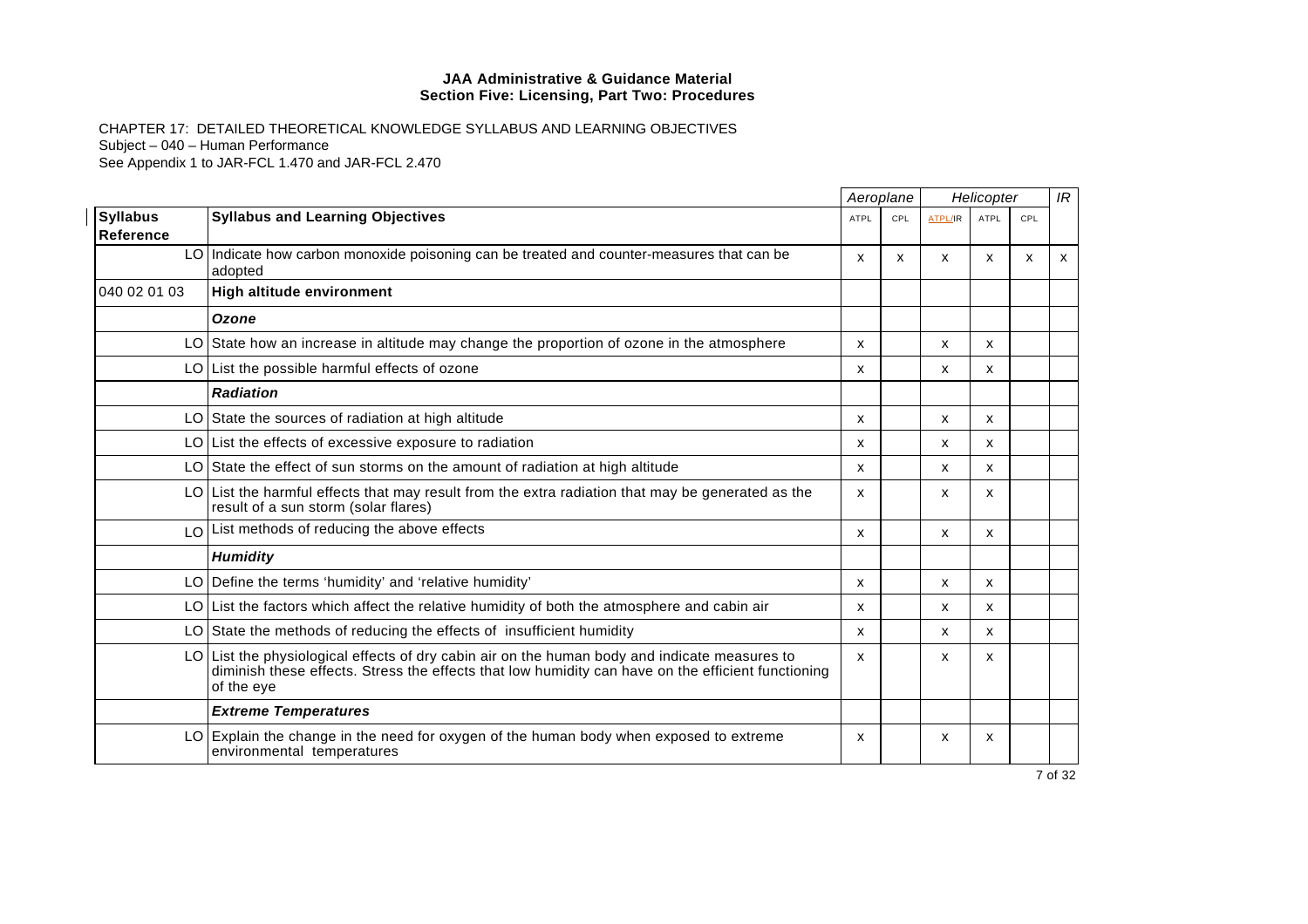**JAA Administrative & Guidance Material**
**Section Five: Licensing, Part Two: Procedures**

CHAPTER 17: DETAILED THEORETICAL KNOWLEDGE SYLLABUS AND LEARNING OBJECTIVES
Subject – 040 – Human Performance
See Appendix 1 to JAR-FCL 1.470 and JAR-FCL 2.470

| | | Aeroplane | | Helicopter | | | IR |
|---|---|---|---|---|---|---|---|
| **Syllabus Reference** | **Syllabus and Learning Objectives** | ATPL | CPL | ATPL/IR | ATPL | CPL | |
| LO | Indicate how carbon monoxide poisoning can be treated and counter-measures that can be adopted | x | x | x | x | x | x |
| 040 02 01 03 | **High altitude environment** | | | | | | |
| | ***Ozone*** | | | | | | |
| LO | State how an increase in altitude may change the proportion of ozone in the atmosphere | x | | x | x | | |
| LO | List the possible harmful effects of ozone | x | | x | x | | |
| | ***Radiation*** | | | | | | |
| LO | State the sources of radiation at high altitude | x | | x | x | | |
| LO | List the effects of excessive exposure to radiation | x | | x | x | | |
| LO | State the effect of sun storms on the amount of radiation at high altitude | x | | x | x | | |
| LO | List the harmful effects that may result from the extra radiation that may be generated as the result of a sun storm (solar flares) | x | | x | x | | |
| LO | List methods of reducing the above effects | x | | x | x | | |
| | ***Humidity*** | | | | | | |
| LO | Define the terms 'humidity' and 'relative humidity' | x | | x | x | | |
| LO | List the factors which affect the relative humidity of both the atmosphere and cabin air | x | | x | x | | |
| LO | State the methods of reducing the effects of insufficient humidity | x | | x | x | | |
| LO | List the physiological effects of dry cabin air on the human body and indicate measures to diminish these effects. Stress the effects that low humidity can have on the efficient functioning of the eye | x | | x | x | | |
| | ***Extreme Temperatures*** | | | | | | |
| LO | Explain the change in the need for oxygen of the human body when exposed to extreme environmental temperatures | x | | x | x | | |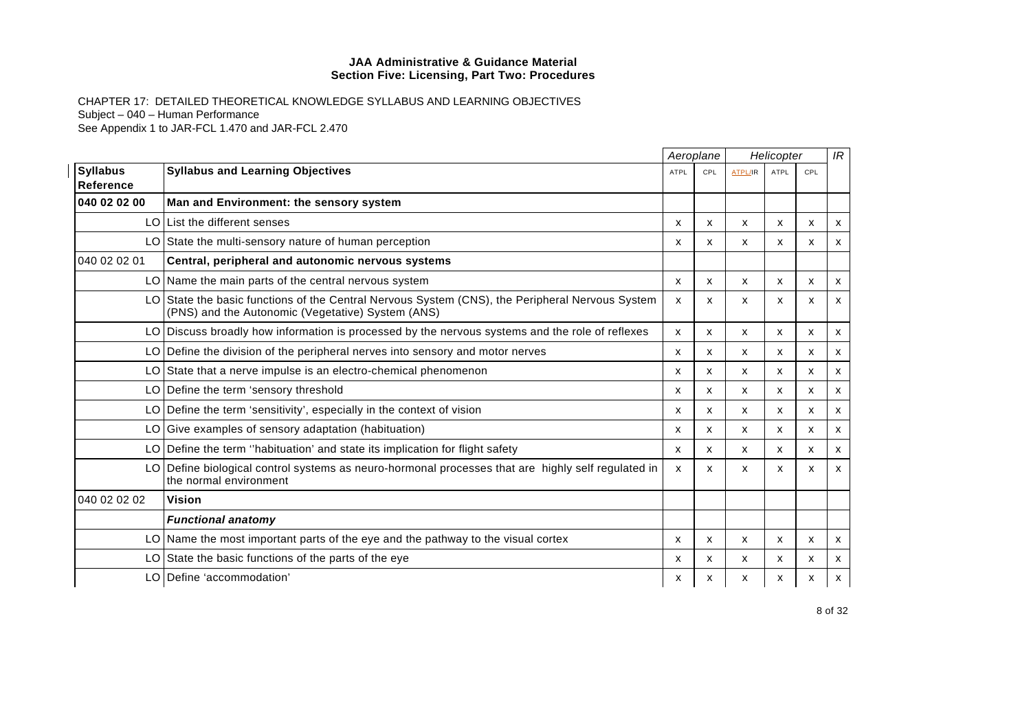**JAA Administrative & Guidance Material**
**Section Five: Licensing, Part Two: Procedures**

CHAPTER 17: DETAILED THEORETICAL KNOWLEDGE SYLLABUS AND LEARNING OBJECTIVES
Subject – 040 – Human Performance
See Appendix 1 to JAR-FCL 1.470 and JAR-FCL 2.470

| | | *Aeroplane* | | *Helicopter* | | | *IR* |
|---|---|---|---|---|---|---|---|
| **Syllabus Reference** | **Syllabus and Learning Objectives** | ATPL | CPL | ATPL/IR | ATPL | CPL | |
| **040 02 02 00** | **Man and Environment: the sensory system** | | | | | | |
| LO | List the different senses | x | x | x | x | x | x |
| LO | State the multi-sensory nature of human perception | x | x | x | x | x | x |
| 040 02 02 01 | **Central, peripheral and autonomic nervous systems** | | | | | | |
| LO | Name the main parts of the central nervous system | x | x | x | x | x | x |
| LO | State the basic functions of the Central Nervous System (CNS), the Peripheral Nervous System (PNS) and the Autonomic (Vegetative) System (ANS) | x | x | x | x | x | x |
| LO | Discuss broadly how information is processed by the nervous systems and the role of reflexes | x | x | x | x | x | x |
| LO | Define the division of the peripheral nerves into sensory and motor nerves | x | x | x | x | x | x |
| LO | State that a nerve impulse is an electro-chemical phenomenon | x | x | x | x | x | x |
| LO | Define the term 'sensory threshold | x | x | x | x | x | x |
| LO | Define the term 'sensitivity', especially in the context of vision | x | x | x | x | x | x |
| LO | Give examples of sensory adaptation (habituation) | x | x | x | x | x | x |
| LO | Define the term ''habituation' and state its implication for flight safety | x | x | x | x | x | x |
| LO | Define biological control systems as neuro-hormonal processes that are highly self regulated in the normal environment | x | x | x | x | x | x |
| 040 02 02 02 | **Vision** | | | | | | |
| | ***Functional anatomy*** | | | | | | |
| LO | Name the most important parts of the eye and the pathway to the visual cortex | x | x | x | x | x | x |
| LO | State the basic functions of the parts of the eye | x | x | x | x | x | x |
| LO | Define 'accommodation' | x | x | x | x | x | x |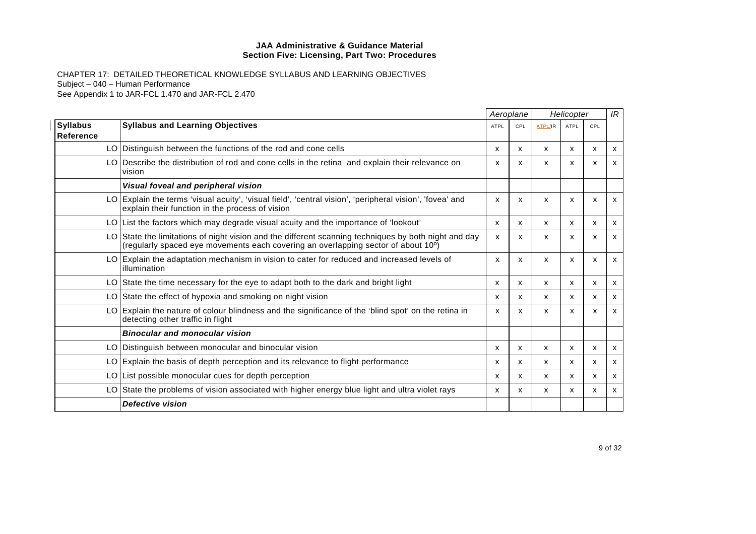**JAA Administrative & Guidance Material**
**Section Five: Licensing, Part Two: Procedures**

CHAPTER 17: DETAILED THEORETICAL KNOWLEDGE SYLLABUS AND LEARNING OBJECTIVES
Subject – 040 – Human Performance
See Appendix 1 to JAR-FCL 1.470 and JAR-FCL 2.470

| | | *Aeroplane* | | *Helicopter* | | | *IR* |
|---|---|---|---|---|---|---|---|
| **Syllabus Reference** | **Syllabus and Learning Objectives** | ATPL | CPL | ATPL/IR | ATPL | CPL | |
| LO | Distinguish between the functions of the rod and cone cells | x | x | x | x | x | x |
| LO | Describe the distribution of rod and cone cells in the retina and explain their relevance on vision | x | x | x | x | x | x |
| | ***Visual foveal and peripheral vision*** | | | | | | |
| LO | Explain the terms 'visual acuity', 'visual field', 'central vision', 'peripheral vision', 'fovea' and explain their function in the process of vision | x | x | x | x | x | x |
| LO | List the factors which may degrade visual acuity and the importance of 'lookout' | x | x | x | x | x | x |
| LO | State the limitations of night vision and the different scanning techniques by both night and day (regularly spaced eye movements each covering an overlapping sector of about 10º) | x | x | x | x | x | x |
| LO | Explain the adaptation mechanism in vision to cater for reduced and increased levels of illumination | x | x | x | x | x | x |
| LO | State the time necessary for the eye to adapt both to the dark and bright light | x | x | x | x | x | x |
| LO | State the effect of hypoxia and smoking on night vision | x | x | x | x | x | x |
| LO | Explain the nature of colour blindness and the significance of the 'blind spot' on the retina in detecting other traffic in flight | x | x | x | x | x | x |
| | ***Binocular and monocular vision*** | | | | | | |
| LO | Distinguish between monocular and binocular vision | x | x | x | x | x | x |
| LO | Explain the basis of depth perception and its relevance to flight performance | x | x | x | x | x | x |
| LO | List possible monocular cues for depth perception | x | x | x | x | x | x |
| LO | State the problems of vision associated with higher energy blue light and ultra violet rays | x | x | x | x | x | x |
| | ***Defective vision*** | | | | | | |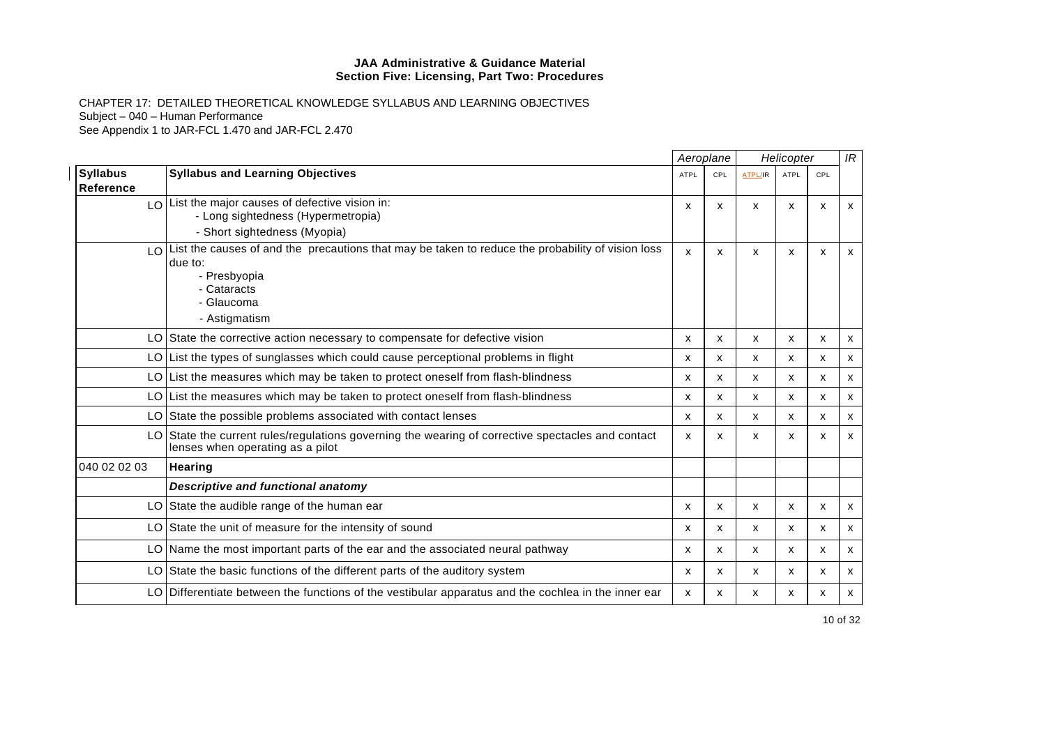**JAA Administrative & Guidance Material**
**Section Five: Licensing, Part Two: Procedures**

CHAPTER 17: DETAILED THEORETICAL KNOWLEDGE SYLLABUS AND LEARNING OBJECTIVES
Subject – 040 – Human Performance
See Appendix 1 to JAR-FCL 1.470 and JAR-FCL 2.470

| | | Aeroplane | | Helicopter | | | IR |
|---|---|---|---|---|---|---|---|
| **Syllabus Reference** | **Syllabus and Learning Objectives** | ATPL | CPL | ATPL/IR | ATPL | CPL | |
| LO | List the major causes of defective vision in:<br>- Long sightedness (Hypermetropia)<br>- Short sightedness (Myopia) | x | x | x | x | x | x |
| LO | List the causes of and the precautions that may be taken to reduce the probability of vision loss due to:<br>- Presbyopia<br>- Cataracts<br>- Glaucoma<br>- Astigmatism | x | x | x | x | x | x |
| LO | State the corrective action necessary to compensate for defective vision | x | x | x | x | x | x |
| LO | List the types of sunglasses which could cause perceptional problems in flight | x | x | x | x | x | x |
| LO | List the measures which may be taken to protect oneself from flash-blindness | x | x | x | x | x | x |
| LO | List the measures which may be taken to protect oneself from flash-blindness | x | x | x | x | x | x |
| LO | State the possible problems associated with contact lenses | x | x | x | x | x | x |
| LO | State the current rules/regulations governing the wearing of corrective spectacles and contact lenses when operating as a pilot | x | x | x | x | x | x |
| 040 02 02 03 | **Hearing** | | | | | | |
| | ***Descriptive and functional anatomy*** | | | | | | |
| LO | State the audible range of the human ear | x | x | x | x | x | x |
| LO | State the unit of measure for the intensity of sound | x | x | x | x | x | x |
| LO | Name the most important parts of the ear and the associated neural pathway | x | x | x | x | x | x |
| LO | State the basic functions of the different parts of the auditory system | x | x | x | x | x | x |
| LO | Differentiate between the functions of the vestibular apparatus and the cochlea in the inner ear | x | x | x | x | x | x |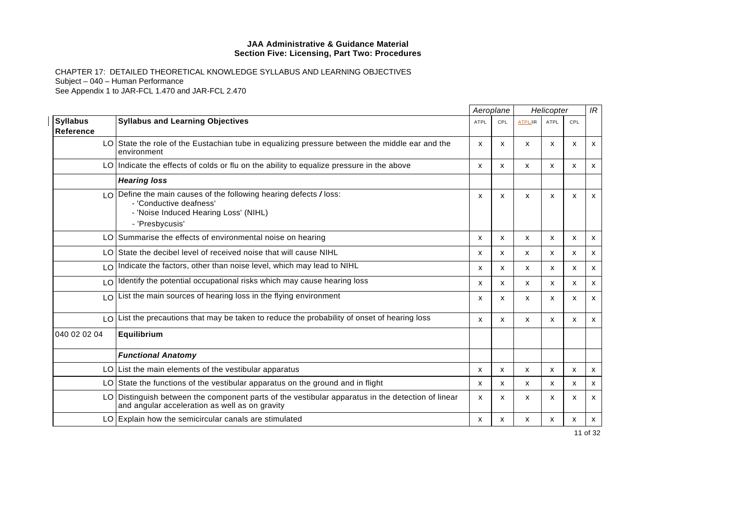**JAA Administrative & Guidance Material**
**Section Five: Licensing, Part Two: Procedures**

CHAPTER 17: DETAILED THEORETICAL KNOWLEDGE SYLLABUS AND LEARNING OBJECTIVES
Subject – 040 – Human Performance
See Appendix 1 to JAR-FCL 1.470 and JAR-FCL 2.470

| | | *Aeroplane* | | *Helicopter* | | | *IR* |
|---|---|---|---|---|---|---|---|
| **Syllabus Reference** | **Syllabus and Learning Objectives** | ATPL | CPL | ATPL/IR | ATPL | CPL | |
| LO | State the role of the Eustachian tube in equalizing pressure between the middle ear and the environment | x | x | x | x | x | x |
| LO | Indicate the effects of colds or flu on the ability to equalize pressure in the above | x | x | x | x | x | x |
| | ***Hearing loss*** | | | | | | |
| LO | Define the main causes of the following hearing defects / loss:<br>- 'Conductive deafness'<br>- 'Noise Induced Hearing Loss' (NIHL)<br>- 'Presbycusis' | x | x | x | x | x | x |
| LO | Summarise the effects of environmental noise on hearing | x | x | x | x | x | x |
| LO | State the decibel level of received noise that will cause NIHL | x | x | x | x | x | x |
| LO | Indicate the factors, other than noise level, which may lead to NIHL | x | x | x | x | x | x |
| LO | Identify the potential occupational risks which may cause hearing loss | x | x | x | x | x | x |
| LO | List the main sources of hearing loss in the flying environment | x | x | x | x | x | x |
| LO | List the precautions that may be taken to reduce the probability of onset of hearing loss | x | x | x | x | x | x |
| 040 02 02 04 | **Equilibrium** | | | | | | |
| | ***Functional Anatomy*** | | | | | | |
| LO | List the main elements of the vestibular apparatus | x | x | x | x | x | x |
| LO | State the functions of the vestibular apparatus on the ground and in flight | x | x | x | x | x | x |
| LO | Distinguish between the component parts of the vestibular apparatus in the detection of linear and angular acceleration as well as on gravity | x | x | x | x | x | x |
| LO | Explain how the semicircular canals are stimulated | x | x | x | x | x | x |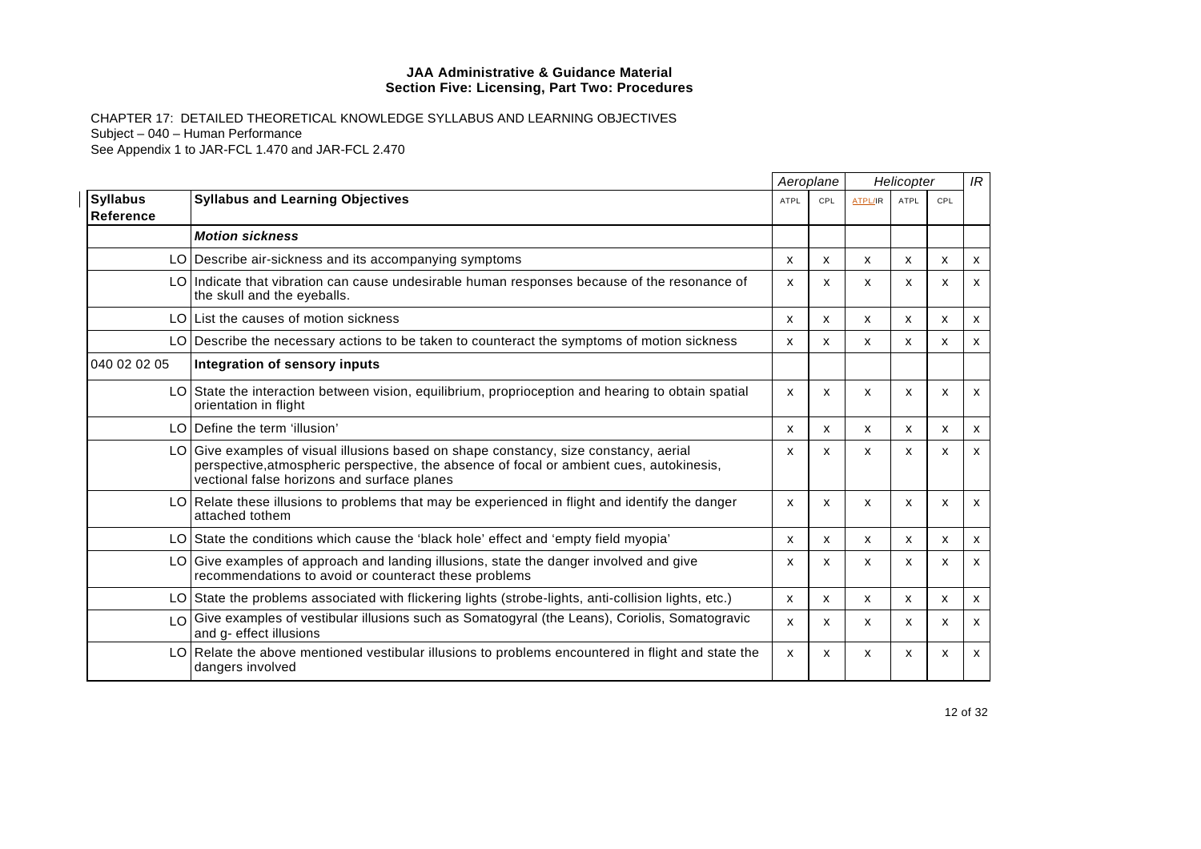**JAA Administrative & Guidance Material**
**Section Five: Licensing, Part Two: Procedures**

CHAPTER 17: DETAILED THEORETICAL KNOWLEDGE SYLLABUS AND LEARNING OBJECTIVES
Subject – 040 – Human Performance
See Appendix 1 to JAR-FCL 1.470 and JAR-FCL 2.470

| | | *Aeroplane* | | *Helicopter* | | | *IR* |
|---|---|---|---|---|---|---|---|
| **Syllabus Reference** | **Syllabus and Learning Objectives** | ATPL | CPL | ATPL/IR | ATPL | CPL | |
| | ***Motion sickness*** | | | | | | |
| LO | Describe air-sickness and its accompanying symptoms | x | x | x | x | x | x |
| LO | Indicate that vibration can cause undesirable human responses because of the resonance of the skull and the eyeballs. | x | x | x | x | x | x |
| LO | List the causes of motion sickness | x | x | x | x | x | x |
| LO | Describe the necessary actions to be taken to counteract the symptoms of motion sickness | x | x | x | x | x | x |
| 040 02 02 05 | **Integration of sensory inputs** | | | | | | |
| LO | State the interaction between vision, equilibrium, proprioception and hearing to obtain spatial orientation in flight | x | x | x | x | x | x |
| LO | Define the term 'illusion' | x | x | x | x | x | x |
| LO | Give examples of visual illusions based on shape constancy, size constancy, aerial perspective,atmospheric perspective, the absence of focal or ambient cues, autokinesis, vectional false horizons and surface planes | x | x | x | x | x | x |
| LO | Relate these illusions to problems that may be experienced in flight and identify the danger attached tothem | x | x | x | x | x | x |
| LO | State the conditions which cause the 'black hole' effect and 'empty field myopia' | x | x | x | x | x | x |
| LO | Give examples of approach and landing illusions, state the danger involved and give recommendations to avoid or counteract these problems | x | x | x | x | x | x |
| LO | State the problems associated with flickering lights (strobe-lights, anti-collision lights, etc.) | x | x | x | x | x | x |
| LO | Give examples of vestibular illusions such as Somatogyral (the Leans), Coriolis, Somatogravic and g- effect illusions | x | x | x | x | x | x |
| LO | Relate the above mentioned vestibular illusions to problems encountered in flight and state the dangers involved | x | x | x | x | x | x |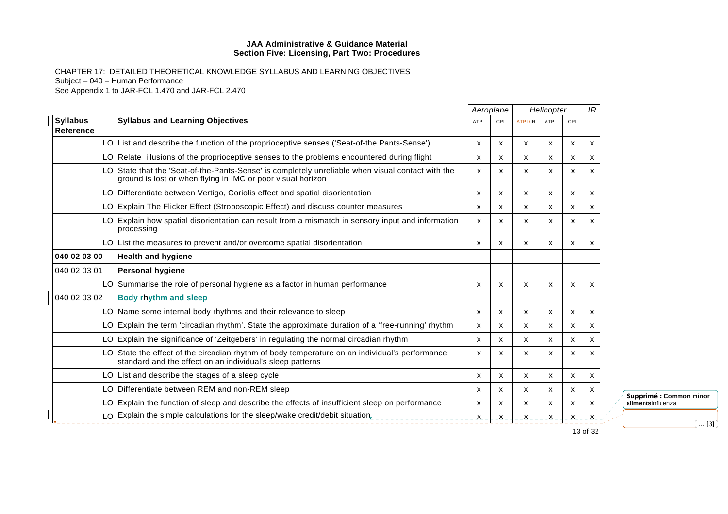**JAA Administrative & Guidance Material**
**Section Five: Licensing, Part Two: Procedures**

CHAPTER 17: DETAILED THEORETICAL KNOWLEDGE SYLLABUS AND LEARNING OBJECTIVES
Subject – 040 – Human Performance
See Appendix 1 to JAR-FCL 1.470 and JAR-FCL 2.470

| | | Aeroplane | | Helicopter | | | IR |
|---|---|---|---|---|---|---|---|
| **Syllabus Reference** | **Syllabus and Learning Objectives** | ATPL | CPL | ATPL/IR | ATPL | CPL | |
| LO | List and describe the function of the proprioceptive senses ('Seat-of-the Pants-Sense') | x | x | x | x | x | x |
| LO | Relate illusions of the proprioceptive senses to the problems encountered during flight | x | x | x | x | x | x |
| LO | State that the 'Seat-of-the-Pants-Sense' is completely unreliable when visual contact with the ground is lost or when flying in IMC or poor visual horizon | x | x | x | x | x | x |
| LO | Differentiate between Vertigo, Coriolis effect and spatial disorientation | x | x | x | x | x | x |
| LO | Explain The Flicker Effect (Stroboscopic Effect) and discuss counter measures | x | x | x | x | x | x |
| LO | Explain how spatial disorientation can result from a mismatch in sensory input and information processing | x | x | x | x | x | x |
| LO | List the measures to prevent and/or overcome spatial disorientation | x | x | x | x | x | x |
| **040 02 03 00** | **Health and hygiene** | | | | | | |
| 040 02 03 01 | **Personal hygiene** | | | | | | |
| LO | Summarise the role of personal hygiene as a factor in human performance | x | x | x | x | x | x |
| 040 02 03 02 | **Body rhythm and sleep** | | | | | | |
| LO | Name some internal body rhythms and their relevance to sleep | x | x | x | x | x | x |
| LO | Explain the term 'circadian rhythm'. State the approximate duration of a 'free-running' rhythm | x | x | x | x | x | x |
| LO | Explain the significance of 'Zeitgebers' in regulating the normal circadian rhythm | x | x | x | x | x | x |
| LO | State the effect of the circadian rhythm of body temperature on an individual's performance standard and the effect on an individual's sleep patterns | x | x | x | x | x | x |
| LO | List and describe the stages of a sleep cycle | x | x | x | x | x | x |
| LO | Differentiate between REM and non-REM sleep | x | x | x | x | x | x |
| LO | Explain the function of sleep and describe the effects of insufficient sleep on performance | x | x | x | x | x | x |
| LO | Explain the simple calculations for the sleep/wake credit/debit situation | x | x | x | x | x | x |

Supprimé : Common minor ailmentsinfluenza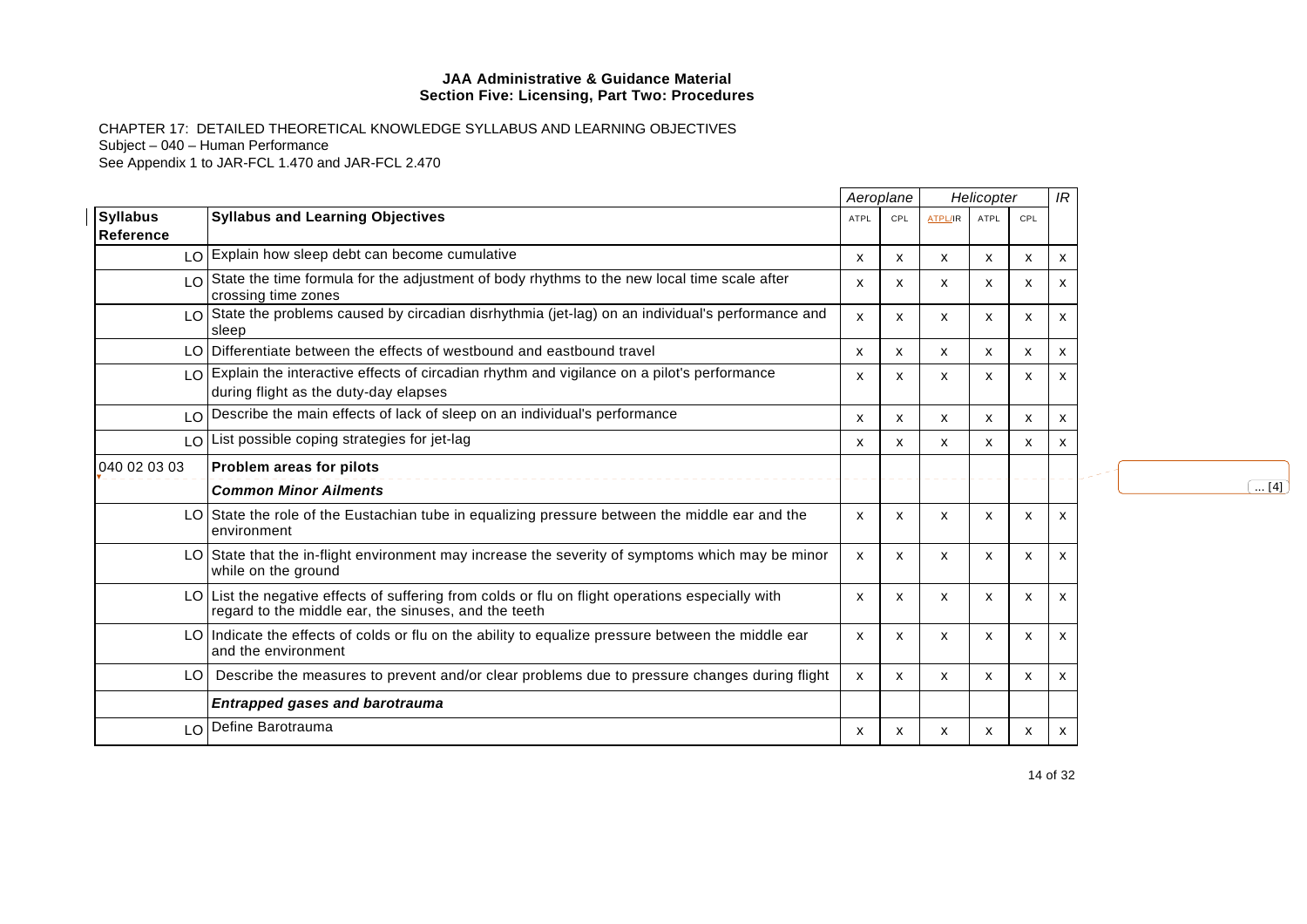**JAA Administrative & Guidance Material**
**Section Five: Licensing, Part Two: Procedures**

CHAPTER 17: DETAILED THEORETICAL KNOWLEDGE SYLLABUS AND LEARNING OBJECTIVES
Subject – 040 – Human Performance
See Appendix 1 to JAR-FCL 1.470 and JAR-FCL 2.470

| | | *Aeroplane* | | *Helicopter* | | | *IR* |
|---|---|---|---|---|---|---|---|
| **Syllabus Reference** | **Syllabus and Learning Objectives** | ATPL | CPL | ATPL/IR | ATPL | CPL | |
| LO | Explain how sleep debt can become cumulative | x | x | x | x | x | x |
| LO | State the time formula for the adjustment of body rhythms to the new local time scale after crossing time zones | x | x | x | x | x | x |
| LO | State the problems caused by circadian disrhythmia (jet-lag) on an individual's performance and sleep | x | x | x | x | x | x |
| LO | Differentiate between the effects of westbound and eastbound travel | x | x | x | x | x | x |
| LO | Explain the interactive effects of circadian rhythm and vigilance on a pilot's performance during flight as the duty-day elapses | x | x | x | x | x | x |
| LO | Describe the main effects of lack of sleep on an individual's performance | x | x | x | x | x | x |
| LO | List possible coping strategies for jet-lag | x | x | x | x | x | x |
| 040 02 03 03 | **Problem areas for pilots** | | | | | | |
| | ***Common Minor Ailments*** | | | | | | |
| LO | State the role of the Eustachian tube in equalizing pressure between the middle ear and the environment | x | x | x | x | x | x |
| LO | State that the in-flight environment may increase the severity of symptoms which may be minor while on the ground | x | x | x | x | x | x |
| LO | List the negative effects of suffering from colds or flu on flight operations especially with regard to the middle ear, the sinuses, and the teeth | x | x | x | x | x | x |
| LO | Indicate the effects of colds or flu on the ability to equalize pressure between the middle ear and the environment | x | x | x | x | x | x |
| LO | Describe the measures to prevent and/or clear problems due to pressure changes during flight | x | x | x | x | x | x |
| | ***Entrapped gases and barotrauma*** | | | | | | |
| LO | Define Barotrauma | x | x | x | x | x | x |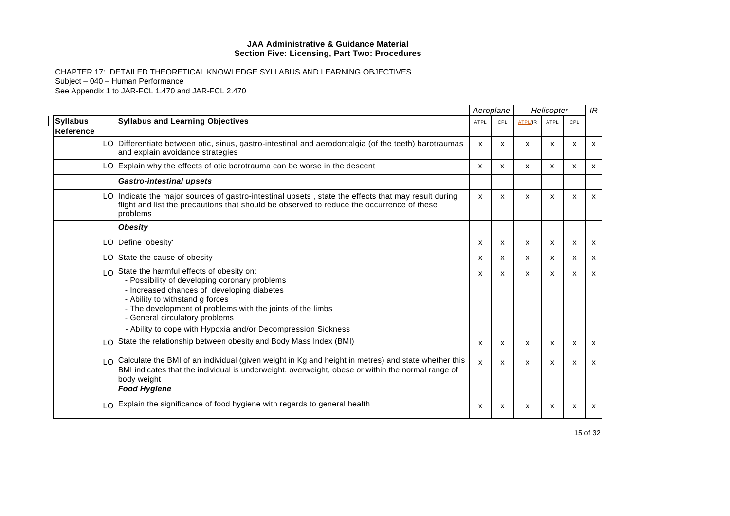**JAA Administrative & Guidance Material**
**Section Five: Licensing, Part Two: Procedures**

CHAPTER 17: DETAILED THEORETICAL KNOWLEDGE SYLLABUS AND LEARNING OBJECTIVES
Subject – 040 – Human Performance
See Appendix 1 to JAR-FCL 1.470 and JAR-FCL 2.470

| | | *Aeroplane* | | *Helicopter* | | | *IR* |
|---|---|---|---|---|---|---|---|
| **Syllabus Reference** | **Syllabus and Learning Objectives** | ATPL | CPL | ATPL/IR | ATPL | CPL | |
| LO | Differentiate between otic, sinus, gastro-intestinal and aerodontalgia (of the teeth) barotraumas and explain avoidance strategies | x | x | x | x | x | x |
| LO | Explain why the effects of otic barotrauma can be worse in the descent | x | x | x | x | x | x |
| | ***Gastro-intestinal upsets*** | | | | | | |
| LO | Indicate the major sources of gastro-intestinal upsets , state the effects that may result during flight and list the precautions that should be observed to reduce the occurrence of these problems | x | x | x | x | x | x |
| | ***Obesity*** | | | | | | |
| LO | Define 'obesity' | x | x | x | x | x | x |
| LO | State the cause of obesity | x | x | x | x | x | x |
| LO | State the harmful effects of obesity on:<br>- Possibility of developing coronary problems<br>- Increased chances of developing diabetes<br>- Ability to withstand g forces<br>- The development of problems with the joints of the limbs<br>- General circulatory problems<br>- Ability to cope with Hypoxia and/or Decompression Sickness | x | x | x | x | x | x |
| LO | State the relationship between obesity and Body Mass Index (BMI) | x | x | x | x | x | x |
| LO | Calculate the BMI of an individual (given weight in Kg and height in metres) and state whether this BMI indicates that the individual is underweight, overweight, obese or within the normal range of body weight | x | x | x | x | x | x |
| | ***Food Hygiene*** | | | | | | |
| LO | Explain the significance of food hygiene with regards to general health | x | x | x | x | x | x |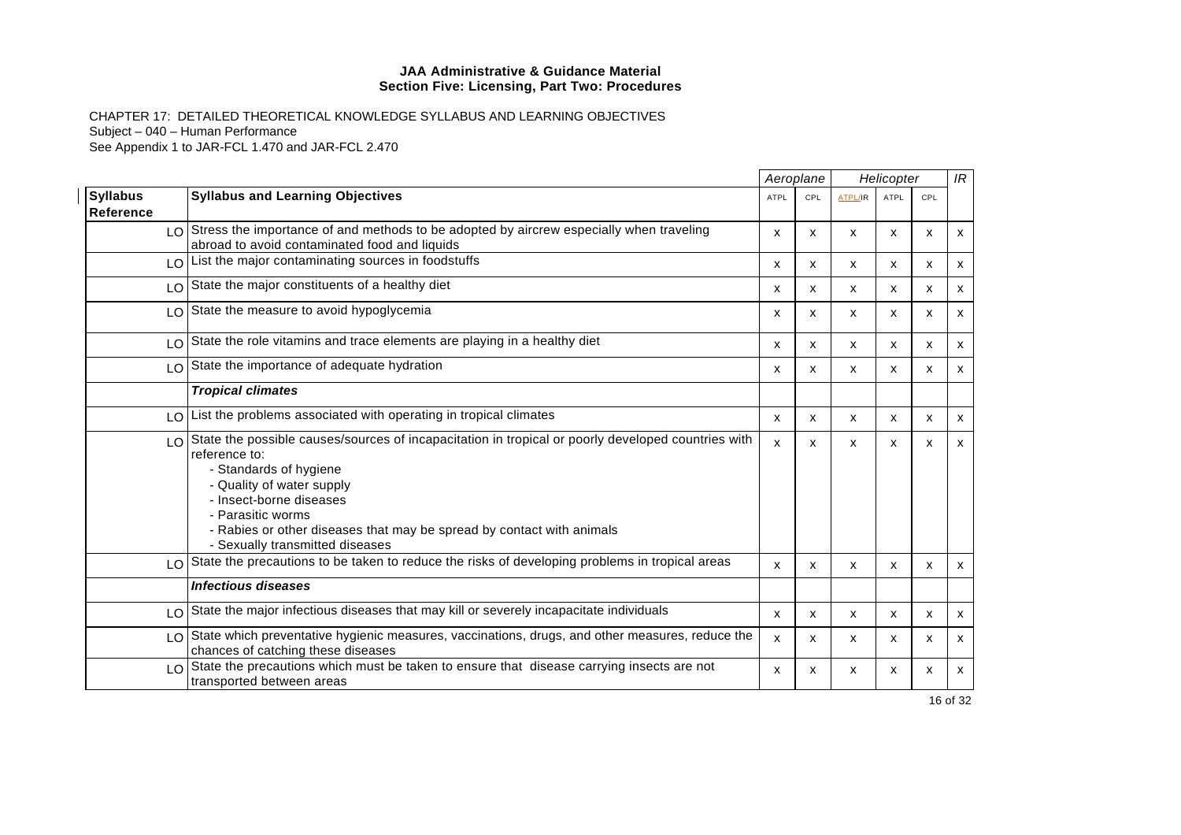**JAA Administrative & Guidance Material**
**Section Five: Licensing, Part Two: Procedures**

CHAPTER 17: DETAILED THEORETICAL KNOWLEDGE SYLLABUS AND LEARNING OBJECTIVES
Subject – 040 – Human Performance
See Appendix 1 to JAR-FCL 1.470 and JAR-FCL 2.470

| | | *Aeroplane* | | *Helicopter* | | | *IR* |
|---|---|---|---|---|---|---|---|
| **Syllabus Reference** | **Syllabus and Learning Objectives** | ATPL | CPL | ATPL/IR | ATPL | CPL | |
| LO | Stress the importance of and methods to be adopted by aircrew especially when traveling abroad to avoid contaminated food and liquids | x | x | x | x | x | x |
| LO | List the major contaminating sources in foodstuffs | x | x | x | x | x | x |
| LO | State the major constituents of a healthy diet | x | x | x | x | x | x |
| LO | State the measure to avoid hypoglycemia | x | x | x | x | x | x |
| LO | State the role vitamins and trace elements are playing in a healthy diet | x | x | x | x | x | x |
| LO | State the importance of adequate hydration | x | x | x | x | x | x |
| | ***Tropical climates*** | | | | | | |
| LO | List the problems associated with operating in tropical climates | x | x | x | x | x | x |
| LO | State the possible causes/sources of incapacitation in tropical or poorly developed countries with reference to:<br>- Standards of hygiene<br>- Quality of water supply<br>- Insect-borne diseases<br>- Parasitic worms<br>- Rabies or other diseases that may be spread by contact with animals<br>- Sexually transmitted diseases | x | x | x | x | x | x |
| LO | State the precautions to be taken to reduce the risks of developing problems in tropical areas | x | x | x | x | x | x |
| | ***Infectious diseases*** | | | | | | |
| LO | State the major infectious diseases that may kill or severely incapacitate individuals | x | x | x | x | x | x |
| LO | State which preventative hygienic measures, vaccinations, drugs, and other measures, reduce the chances of catching these diseases | x | x | x | x | x | x |
| LO | State the precautions which must be taken to ensure that disease carrying insects are not transported between areas | x | x | x | x | x | x |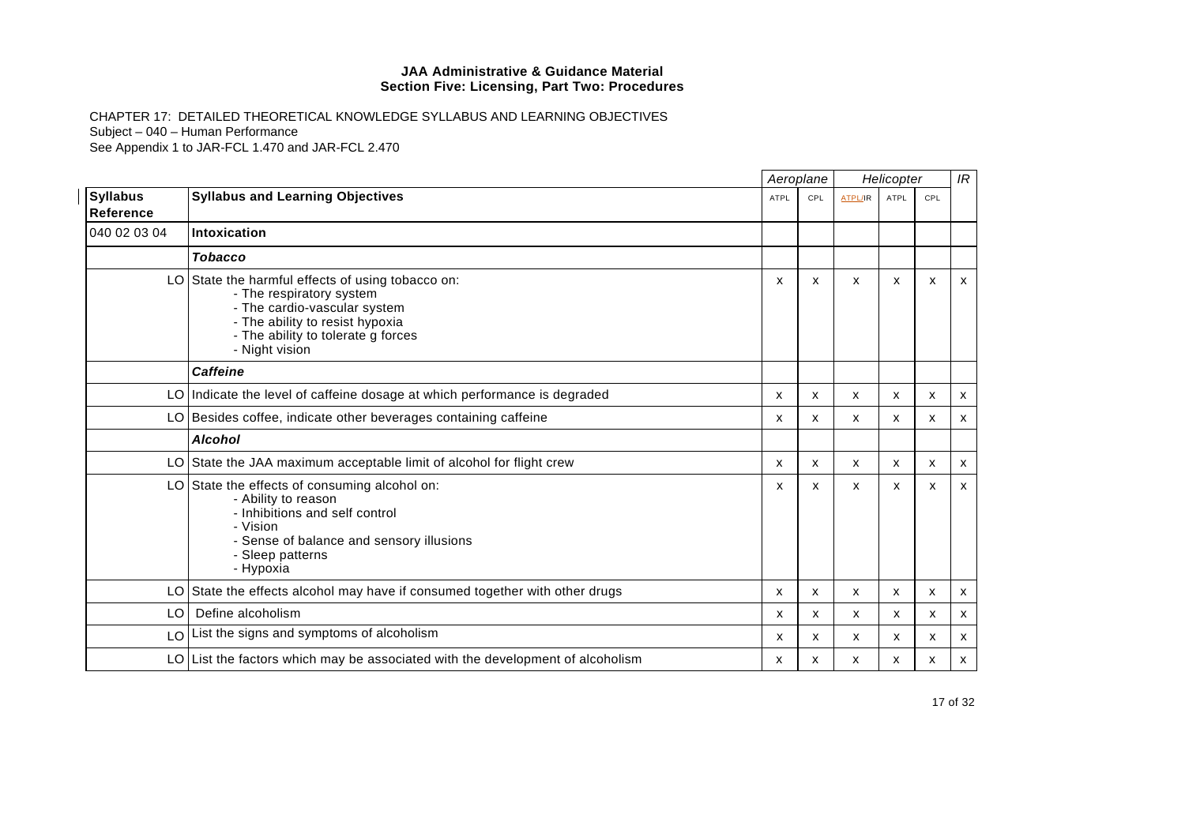**JAA Administrative & Guidance Material**
**Section Five: Licensing, Part Two: Procedures**

CHAPTER 17: DETAILED THEORETICAL KNOWLEDGE SYLLABUS AND LEARNING OBJECTIVES
Subject – 040 – Human Performance
See Appendix 1 to JAR-FCL 1.470 and JAR-FCL 2.470

| | | *Aeroplane* | | *Helicopter* | | | *IR* |
|---|---|---|---|---|---|---|---|
| **Syllabus Reference** | **Syllabus and Learning Objectives** | ATPL | CPL | ATPL/IR | ATPL | CPL | |
| 040 02 03 04 | **Intoxication** | | | | | | |
| | ***Tobacco*** | | | | | | |
| LO | State the harmful effects of using tobacco on:<br>- The respiratory system<br>- The cardio-vascular system<br>- The ability to resist hypoxia<br>- The ability to tolerate g forces<br>- Night vision | x | x | x | x | x | x |
| | ***Caffeine*** | | | | | | |
| LO | Indicate the level of caffeine dosage at which performance is degraded | x | x | x | x | x | x |
| LO | Besides coffee, indicate other beverages containing caffeine | x | x | x | x | x | x |
| | ***Alcohol*** | | | | | | |
| LO | State the JAA maximum acceptable limit of alcohol for flight crew | x | x | x | x | x | x |
| LO | State the effects of consuming alcohol on:<br>- Ability to reason<br>- Inhibitions and self control<br>- Vision<br>- Sense of balance and sensory illusions<br>- Sleep patterns<br>- Hypoxia | x | x | x | x | x | x |
| LO | State the effects alcohol may have if consumed together with other drugs | x | x | x | x | x | x |
| LO | Define alcoholism | x | x | x | x | x | x |
| LO | List the signs and symptoms of alcoholism | x | x | x | x | x | x |
| LO | List the factors which may be associated with the development of alcoholism | x | x | x | x | x | x |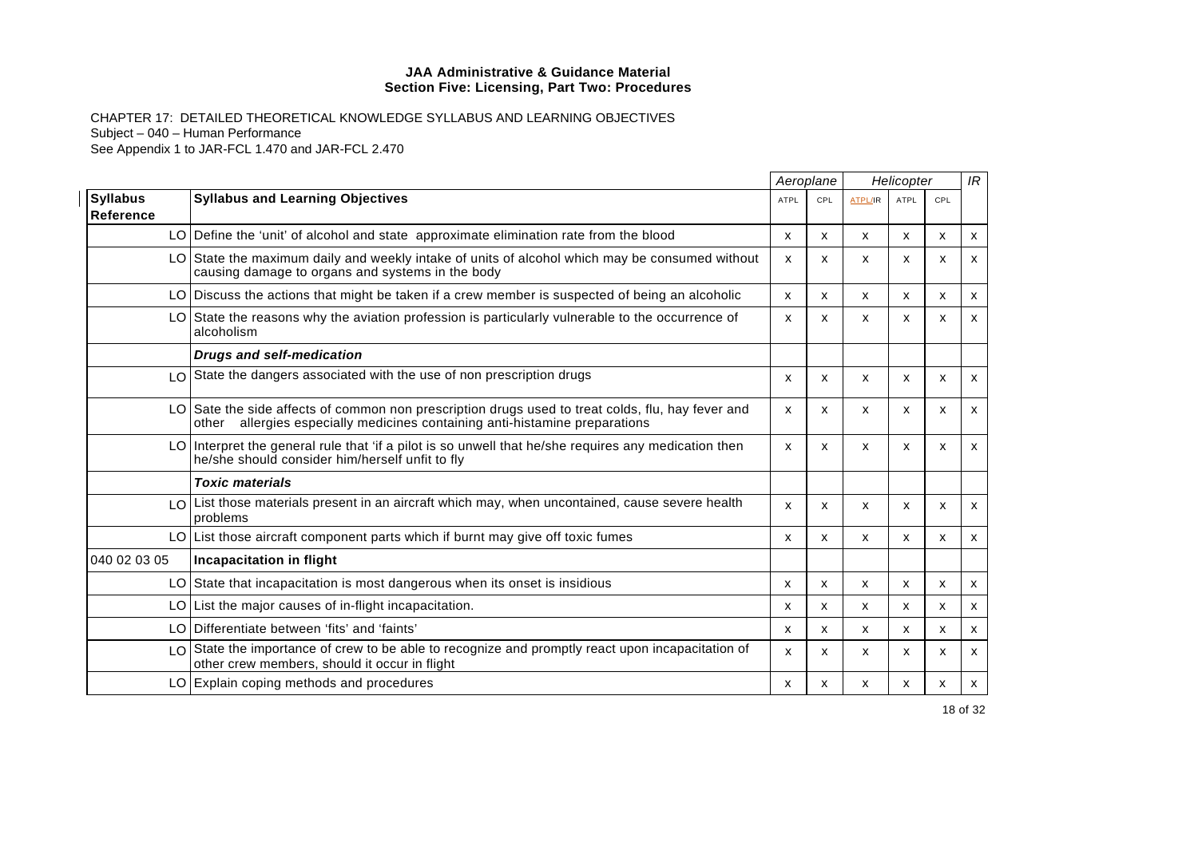**JAA Administrative & Guidance Material**
**Section Five: Licensing, Part Two: Procedures**

CHAPTER 17: DETAILED THEORETICAL KNOWLEDGE SYLLABUS AND LEARNING OBJECTIVES
Subject – 040 – Human Performance
See Appendix 1 to JAR-FCL 1.470 and JAR-FCL 2.470

| | | *Aeroplane* | | *Helicopter* | | | *IR* |
|---|---|---|---|---|---|---|---|
| **Syllabus Reference** | **Syllabus and Learning Objectives** | ATPL | CPL | ATPL/IR | ATPL | CPL | |
| LO | Define the 'unit' of alcohol and state approximate elimination rate from the blood | x | x | x | x | x | x |
| LO | State the maximum daily and weekly intake of units of alcohol which may be consumed without causing damage to organs and systems in the body | x | x | x | x | x | x |
| LO | Discuss the actions that might be taken if a crew member is suspected of being an alcoholic | x | x | x | x | x | x |
| LO | State the reasons why the aviation profession is particularly vulnerable to the occurrence of alcoholism | x | x | x | x | x | x |
| | ***Drugs and self-medication*** | | | | | | |
| LO | State the dangers associated with the use of non prescription drugs | x | x | x | x | x | x |
| LO | Sate the side affects of common non prescription drugs used to treat colds, flu, hay fever and other allergies especially medicines containing anti-histamine preparations | x | x | x | x | x | x |
| LO | Interpret the general rule that 'if a pilot is so unwell that he/she requires any medication then he/she should consider him/herself unfit to fly | x | x | x | x | x | x |
| | ***Toxic materials*** | | | | | | |
| LO | List those materials present in an aircraft which may, when uncontained, cause severe health problems | x | x | x | x | x | x |
| LO | List those aircraft component parts which if burnt may give off toxic fumes | x | x | x | x | x | x |
| 040 02 03 05 | **Incapacitation in flight** | | | | | | |
| LO | State that incapacitation is most dangerous when its onset is insidious | x | x | x | x | x | x |
| LO | List the major causes of in-flight incapacitation. | x | x | x | x | x | x |
| LO | Differentiate between 'fits' and 'faints' | x | x | x | x | x | x |
| LO | State the importance of crew to be able to recognize and promptly react upon incapacitation of other crew members, should it occur in flight | x | x | x | x | x | x |
| LO | Explain coping methods and procedures | x | x | x | x | x | x |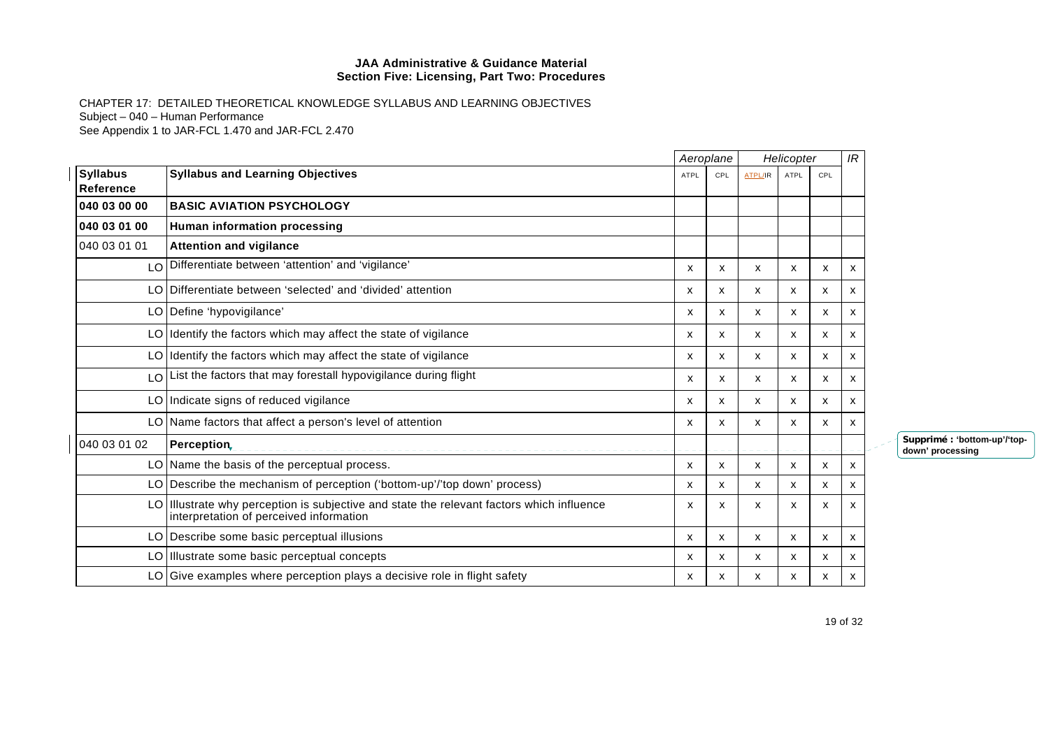**JAA Administrative & Guidance Material**
**Section Five: Licensing, Part Two: Procedures**

CHAPTER 17: DETAILED THEORETICAL KNOWLEDGE SYLLABUS AND LEARNING OBJECTIVES
Subject – 040 – Human Performance
See Appendix 1 to JAR-FCL 1.470 and JAR-FCL 2.470

| | | *Aeroplane* | | *Helicopter* | | | *IR* |
|---|---|---|---|---|---|---|---|
| **Syllabus Reference** | **Syllabus and Learning Objectives** | ATPL | CPL | ATPL/IR | ATPL | CPL | |
| **040 03 00 00** | **BASIC AVIATION PSYCHOLOGY** | | | | | | |
| **040 03 01 00** | **Human information processing** | | | | | | |
| 040 03 01 01 | **Attention and vigilance** | | | | | | |
| LO | Differentiate between 'attention' and 'vigilance' | x | x | x | x | x | x |
| LO | Differentiate between 'selected' and 'divided' attention | x | x | x | x | x | x |
| LO | Define 'hypovigilance' | x | x | x | x | x | x |
| LO | Identify the factors which may affect the state of vigilance | x | x | x | x | x | x |
| LO | Identify the factors which may affect the state of vigilance | x | x | x | x | x | x |
| LO | List the factors that may forestall hypovigilance during flight | x | x | x | x | x | x |
| LO | Indicate signs of reduced vigilance | x | x | x | x | x | x |
| LO | Name factors that affect a person's level of attention | x | x | x | x | x | x |
| 040 03 01 02 | **Perception** | | | | | | |
| LO | Name the basis of the perceptual process. | x | x | x | x | x | x |
| LO | Describe the mechanism of perception ('bottom-up'/'top down' process) | x | x | x | x | x | x |
| LO | Illustrate why perception is subjective and state the relevant factors which influence interpretation of perceived information | x | x | x | x | x | x |
| LO | Describe some basic perceptual illusions | x | x | x | x | x | x |
| LO | Illustrate some basic perceptual concepts | x | x | x | x | x | x |
| LO | Give examples where perception plays a decisive role in flight safety | x | x | x | x | x | x |

**Supprimé : 'bottom-up'/'top-down' processing**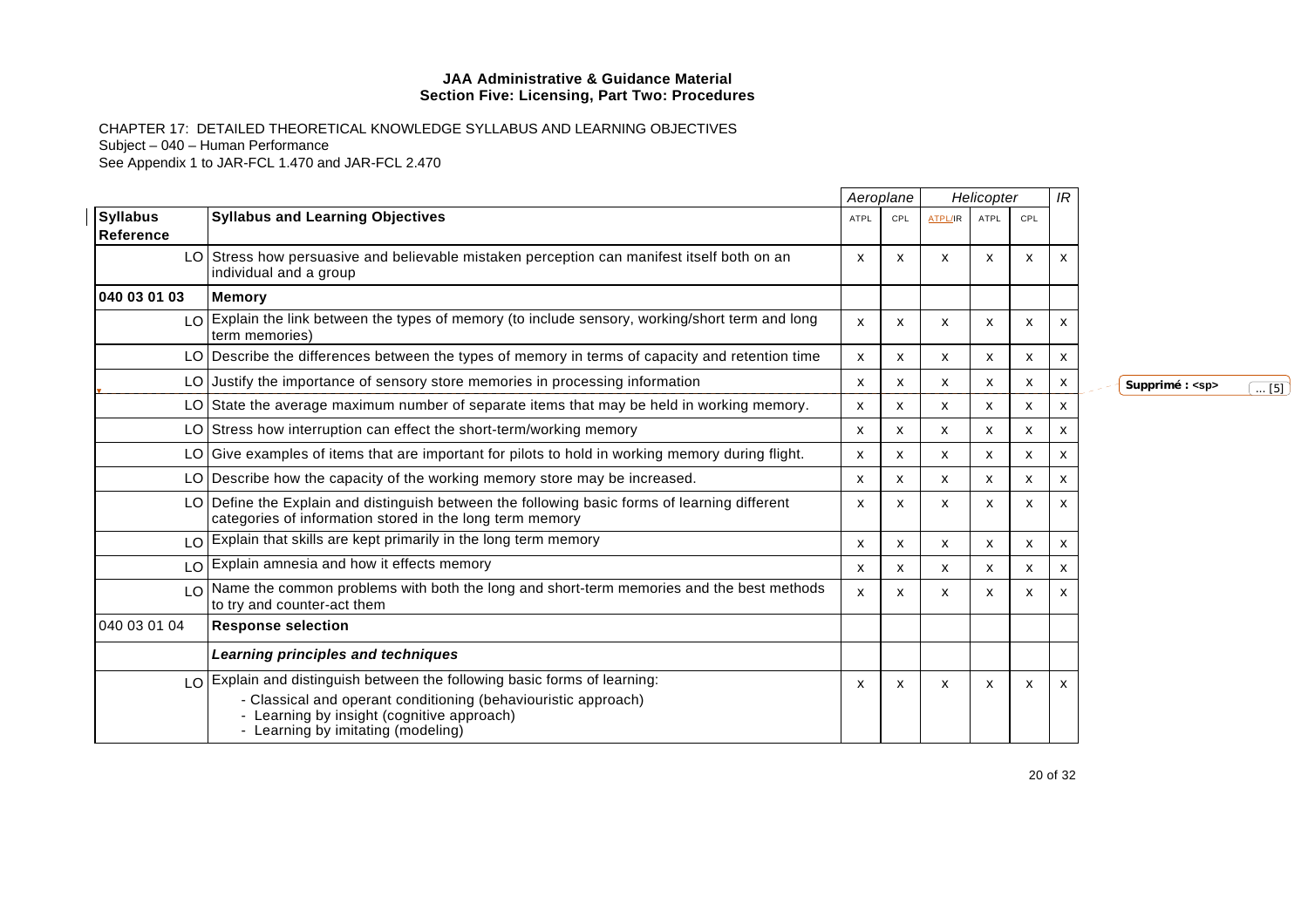CHAPTER 17: DETAILED THEORETICAL KNOWLEDGE SYLLABUS AND LEARNING OBJECTIVES
Subject – 040 – Human Performance
See Appendix 1 to JAR-FCL 1.470 and JAR-FCL 2.470

| | | *Aeroplane* | | *Helicopter* | | | *IR* |
|---|---|---|---|---|---|---|---|
| **Syllabus Reference** | **Syllabus and Learning Objectives** | ATPL | CPL | ATPL/IR | ATPL | CPL | |
| LO | Stress how persuasive and believable mistaken perception can manifest itself both on an individual and a group | x | x | x | x | x | x |
| **040 03 01 03** | **Memory** | | | | | | |
| LO | Explain the link between the types of memory (to include sensory, working/short term and long term memories) | x | x | x | x | x | x |
| LO | Describe the differences between the types of memory in terms of capacity and retention time | x | x | x | x | x | x |
| LO | Justify the importance of sensory store memories in processing information | x | x | x | x | x | x |
| LO | State the average maximum number of separate items that may be held in working memory. | x | x | x | x | x | x |
| LO | Stress how interruption can effect the short-term/working memory | x | x | x | x | x | x |
| LO | Give examples of items that are important for pilots to hold in working memory during flight. | x | x | x | x | x | x |
| LO | Describe how the capacity of the working memory store may be increased. | x | x | x | x | x | x |
| LO | Define the Explain and distinguish between the following basic forms of learning different categories of information stored in the long term memory | x | x | x | x | x | x |
| LO | Explain that skills are kept primarily in the long term memory | x | x | x | x | x | x |
| LO | Explain amnesia and how it effects memory | x | x | x | x | x | x |
| LO | Name the common problems with both the long and short-term memories and the best methods to try and counter-act them | x | x | x | x | x | x |
| 040 03 01 04 | **Response selection** | | | | | | |
| | ***Learning principles and techniques*** | | | | | | |
| LO | Explain and distinguish between the following basic forms of learning:<br>- Classical and operant conditioning (behaviouristic approach)<br>- Learning by insight (cognitive approach)<br>- Learning by imitating (modeling) | x | x | x | x | x | x |

Supprimé : <sp> ... [5]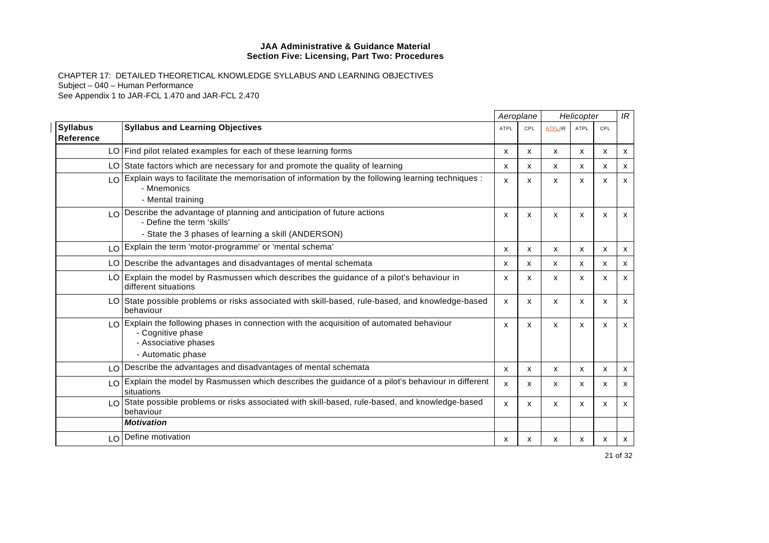**JAA Administrative & Guidance Material**
**Section Five: Licensing, Part Two: Procedures**

CHAPTER 17: DETAILED THEORETICAL KNOWLEDGE SYLLABUS AND LEARNING OBJECTIVES
Subject – 040 – Human Performance
See Appendix 1 to JAR-FCL 1.470 and JAR-FCL 2.470

| | | *Aeroplane* | | *Helicopter* | | | *IR* |
|---|---|---|---|---|---|---|---|
| **Syllabus Reference** | **Syllabus and Learning Objectives** | ATPL | CPL | ATPL/IR | ATPL | CPL | |
| LO | Find pilot related examples for each of these learning forms | x | x | x | x | x | x |
| LO | State factors which are necessary for and promote the quality of learning | x | x | x | x | x | x |
| LO | Explain ways to facilitate the memorisation of information by the following learning techniques :<br>- Mnemonics<br>- Mental training | x | x | x | x | x | x |
| LO | Describe the advantage of planning and anticipation of future actions<br>- Define the term 'skills'<br>- State the 3 phases of learning a skill (ANDERSON) | x | x | x | x | x | x |
| LO | Explain the term 'motor-programme' or 'mental schema' | x | x | x | x | x | x |
| LO | Describe the advantages and disadvantages of mental schemata | x | x | x | x | x | x |
| LO | Explain the model by Rasmussen which describes the guidance of a pilot's behaviour in different situations | x | x | x | x | x | x |
| LO | State possible problems or risks associated with skill-based, rule-based, and knowledge-based behaviour | x | x | x | x | x | x |
| LO | Explain the following phases in connection with the acquisition of automated behaviour<br>- Cognitive phase<br>- Associative phases<br>- Automatic phase | x | x | x | x | x | x |
| LO | Describe the advantages and disadvantages of mental schemata | x | x | x | x | x | x |
| LO | Explain the model by Rasmussen which describes the guidance of a pilot's behaviour in different situations | x | x | x | x | x | x |
| LO | State possible problems or risks associated with skill-based, rule-based, and knowledge-based behaviour | x | x | x | x | x | x |
| | ***Motivation*** | | | | | | |
| LO | Define motivation | x | x | x | x | x | x |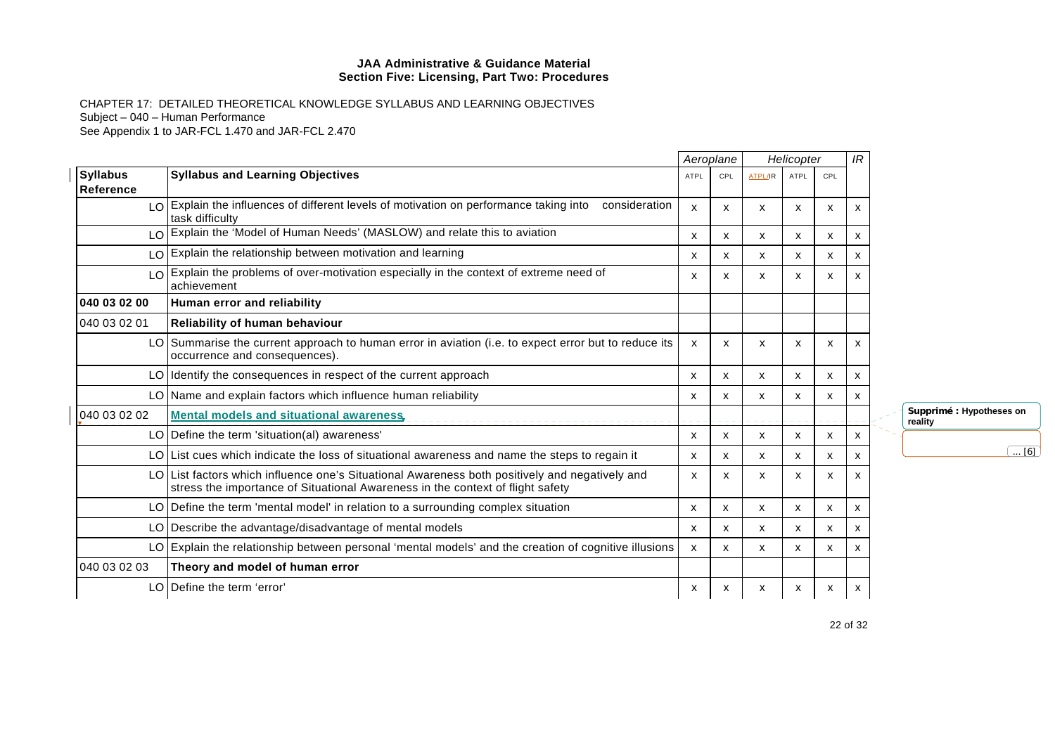**JAA Administrative & Guidance Material**
**Section Five: Licensing, Part Two: Procedures**

CHAPTER 17: DETAILED THEORETICAL KNOWLEDGE SYLLABUS AND LEARNING OBJECTIVES
Subject – 040 – Human Performance
See Appendix 1 to JAR-FCL 1.470 and JAR-FCL 2.470

| | | *Aeroplane* | | *Helicopter* | | | *IR* |
|---|---|---|---|---|---|---|---|
| **Syllabus Reference** | **Syllabus and Learning Objectives** | ATPL | CPL | ATPL/IR | ATPL | CPL | |
| LO | Explain the influences of different levels of motivation on performance taking into consideration task difficulty | x | x | x | x | x | x |
| LO | Explain the 'Model of Human Needs' (MASLOW) and relate this to aviation | x | x | x | x | x | x |
| LO | Explain the relationship between motivation and learning | x | x | x | x | x | x |
| LO | Explain the problems of over-motivation especially in the context of extreme need of achievement | x | x | x | x | x | x |
| **040 03 02 00** | **Human error and reliability** | | | | | | |
| 040 03 02 01 | **Reliability of human behaviour** | | | | | | |
| LO | Summarise the current approach to human error in aviation (i.e. to expect error but to reduce its occurrence and consequences). | x | x | x | x | x | x |
| LO | Identify the consequences in respect of the current approach | x | x | x | x | x | x |
| LO | Name and explain factors which influence human reliability | x | x | x | x | x | x |
| 040 03 02 02 | **Mental models and situational awareness** | | | | | | |
| LO | Define the term 'situation(al) awareness' | x | x | x | x | x | x |
| LO | List cues which indicate the loss of situational awareness and name the steps to regain it | x | x | x | x | x | x |
| LO | List factors which influence one's Situational Awareness both positively and negatively and stress the importance of Situational Awareness in the context of flight safety | x | x | x | x | x | x |
| LO | Define the term 'mental model' in relation to a surrounding complex situation | x | x | x | x | x | x |
| LO | Describe the advantage/disadvantage of mental models | x | x | x | x | x | x |
| LO | Explain the relationship between personal 'mental models' and the creation of cognitive illusions | x | x | x | x | x | x |
| 040 03 02 03 | **Theory and model of human error** | | | | | | |
| LO | Define the term 'error' | x | x | x | x | x | x |

Supprimé : Hypotheses on reality

... [6]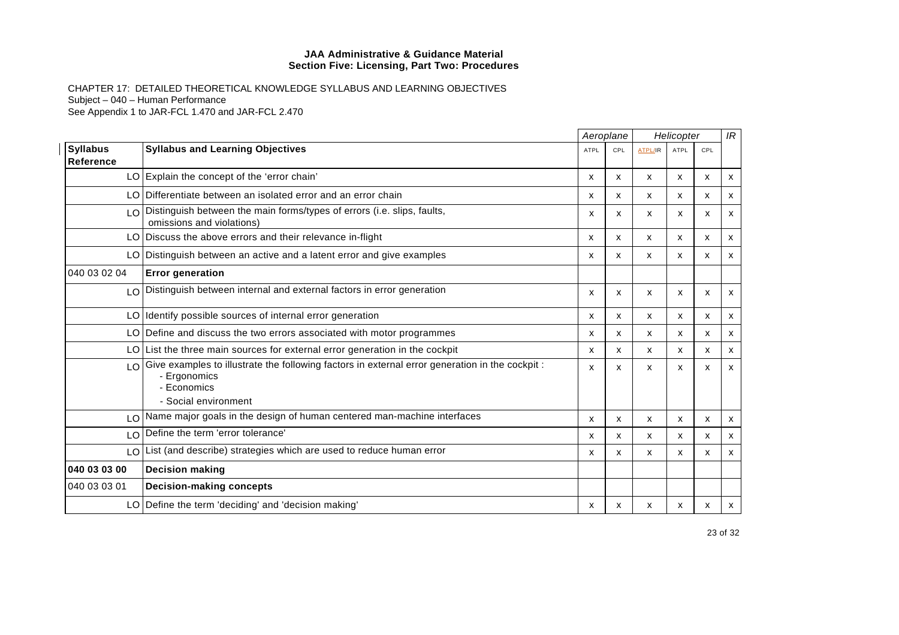**JAA Administrative & Guidance Material**
**Section Five: Licensing, Part Two: Procedures**

CHAPTER 17: DETAILED THEORETICAL KNOWLEDGE SYLLABUS AND LEARNING OBJECTIVES
Subject – 040 – Human Performance
See Appendix 1 to JAR-FCL 1.470 and JAR-FCL 2.470

| | | *Aeroplane* | | *Helicopter* | | | *IR* |
|---|---|---|---|---|---|---|---|
| **Syllabus Reference** | **Syllabus and Learning Objectives** | ATPL | CPL | ATPL/IR | ATPL | CPL | |
| LO | Explain the concept of the 'error chain' | x | x | x | x | x | x |
| LO | Differentiate between an isolated error and an error chain | x | x | x | x | x | x |
| LO | Distinguish between the main forms/types of errors (i.e. slips, faults, omissions and violations) | x | x | x | x | x | x |
| LO | Discuss the above errors and their relevance in-flight | x | x | x | x | x | x |
| LO | Distinguish between an active and a latent error and give examples | x | x | x | x | x | x |
| 040 03 02 04 | **Error generation** | | | | | | |
| LO | Distinguish between internal and external factors in error generation | x | x | x | x | x | x |
| LO | Identify possible sources of internal error generation | x | x | x | x | x | x |
| LO | Define and discuss the two errors associated with motor programmes | x | x | x | x | x | x |
| LO | List the three main sources for external error generation in the cockpit | x | x | x | x | x | x |
| LO | Give examples to illustrate the following factors in external error generation in the cockpit :<br>- Ergonomics<br>- Economics<br>- Social environment | x | x | x | x | x | x |
| LO | Name major goals in the design of human centered man-machine interfaces | x | x | x | x | x | x |
| LO | Define the term 'error tolerance' | x | x | x | x | x | x |
| LO | List (and describe) strategies which are used to reduce human error | x | x | x | x | x | x |
| **040 03 03 00** | **Decision making** | | | | | | |
| 040 03 03 01 | **Decision-making concepts** | | | | | | |
| LO | Define the term 'deciding' and 'decision making' | x | x | x | x | x | x |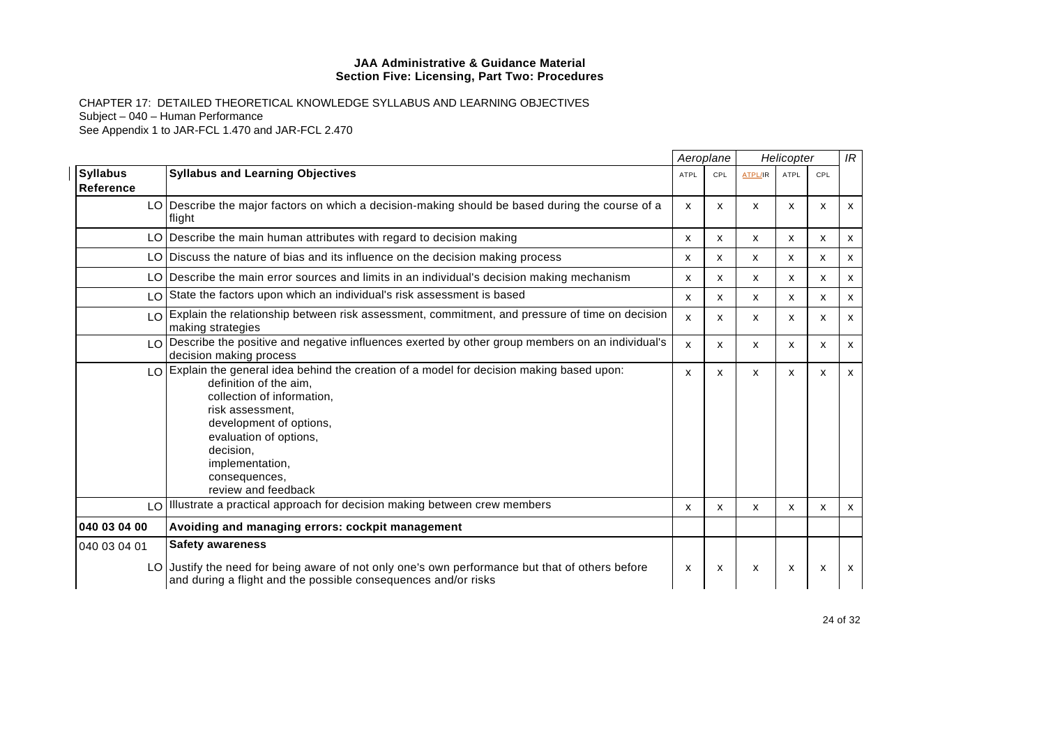**JAA Administrative & Guidance Material**
**Section Five: Licensing, Part Two: Procedures**

CHAPTER 17: DETAILED THEORETICAL KNOWLEDGE SYLLABUS AND LEARNING OBJECTIVES
Subject – 040 – Human Performance
See Appendix 1 to JAR-FCL 1.470 and JAR-FCL 2.470

| | | *Aeroplane* | | *Helicopter* | | | *IR* |
|---|---|---|---|---|---|---|---|
| **Syllabus Reference** | **Syllabus and Learning Objectives** | ATPL | CPL | ATPL/IR | ATPL | CPL | |
| LO | Describe the major factors on which a decision-making should be based during the course of a flight | x | x | x | x | x | x |
| LO | Describe the main human attributes with regard to decision making | x | x | x | x | x | x |
| LO | Discuss the nature of bias and its influence on the decision making process | x | x | x | x | x | x |
| LO | Describe the main error sources and limits in an individual's decision making mechanism | x | x | x | x | x | x |
| LO | State the factors upon which an individual's risk assessment is based | x | x | x | x | x | x |
| LO | Explain the relationship between risk assessment, commitment, and pressure of time on decision making strategies | x | x | x | x | x | x |
| LO | Describe the positive and negative influences exerted by other group members on an individual's decision making process | x | x | x | x | x | x |
| LO | Explain the general idea behind the creation of a model for decision making based upon:<br>definition of the aim,<br>collection of information,<br>risk assessment,<br>development of options,<br>evaluation of options,<br>decision,<br>implementation,<br>consequences,<br>review and feedback | x | x | x | x | x | x |
| LO | Illustrate a practical approach for decision making between crew members | x | x | x | x | x | x |
| **040 03 04 00** | **Avoiding and managing errors: cockpit management** | | | | | | |
| 040 03 04 01 | **Safety awareness** | | | | | | |
| LO | Justify the need for being aware of not only one's own performance but that of others before and during a flight and the possible consequences and/or risks | x | x | x | x | x | x |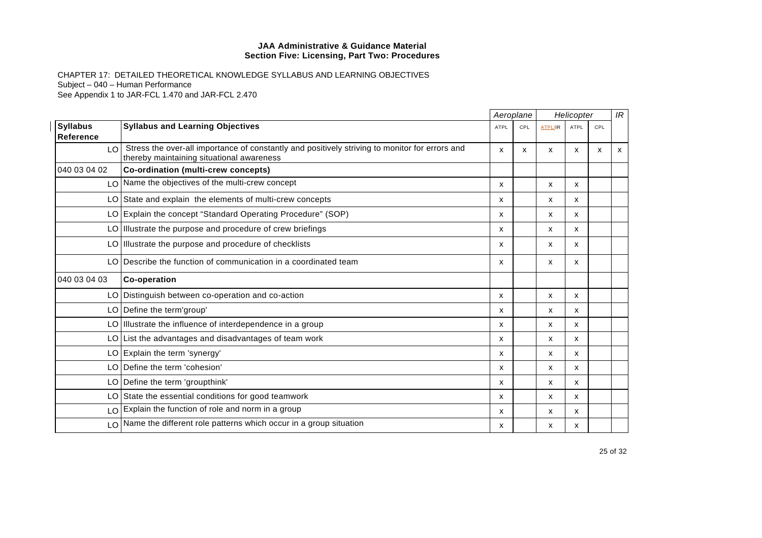**JAA Administrative & Guidance Material**
**Section Five: Licensing, Part Two: Procedures**

CHAPTER 17: DETAILED THEORETICAL KNOWLEDGE SYLLABUS AND LEARNING OBJECTIVES
Subject – 040 – Human Performance
See Appendix 1 to JAR-FCL 1.470 and JAR-FCL 2.470

| | | *Aeroplane* | | *Helicopter* | | | *IR* |
|---|---|---|---|---|---|---|---|
| **Syllabus Reference** | **Syllabus and Learning Objectives** | ATPL | CPL | ATPL/IR | ATPL | CPL | |
| LO | Stress the over-all importance of constantly and positively striving to monitor for errors and thereby maintaining situational awareness | x | x | x | x | x | x |
| 040 03 04 02 | **Co-ordination (multi-crew concepts)** | | | | | | |
| LO | Name the objectives of the multi-crew concept | x | | x | x | | |
| LO | State and explain the elements of multi-crew concepts | x | | x | x | | |
| LO | Explain the concept "Standard Operating Procedure" (SOP) | x | | x | x | | |
| LO | Illustrate the purpose and procedure of crew briefings | x | | x | x | | |
| LO | Illustrate the purpose and procedure of checklists | x | | x | x | | |
| LO | Describe the function of communication in a coordinated team | x | | x | x | | |
| 040 03 04 03 | **Co-operation** | | | | | | |
| LO | Distinguish between co-operation and co-action | x | | x | x | | |
| LO | Define the term'group' | x | | x | x | | |
| LO | Illustrate the influence of interdependence in a group | x | | x | x | | |
| LO | List the advantages and disadvantages of team work | x | | x | x | | |
| LO | Explain the term 'synergy' | x | | x | x | | |
| LO | Define the term 'cohesion' | x | | x | x | | |
| LO | Define the term 'groupthink' | x | | x | x | | |
| LO | State the essential conditions for good teamwork | x | | x | x | | |
| LO | Explain the function of role and norm in a group | x | | x | x | | |
| LO | Name the different role patterns which occur in a group situation | x | | x | x | | |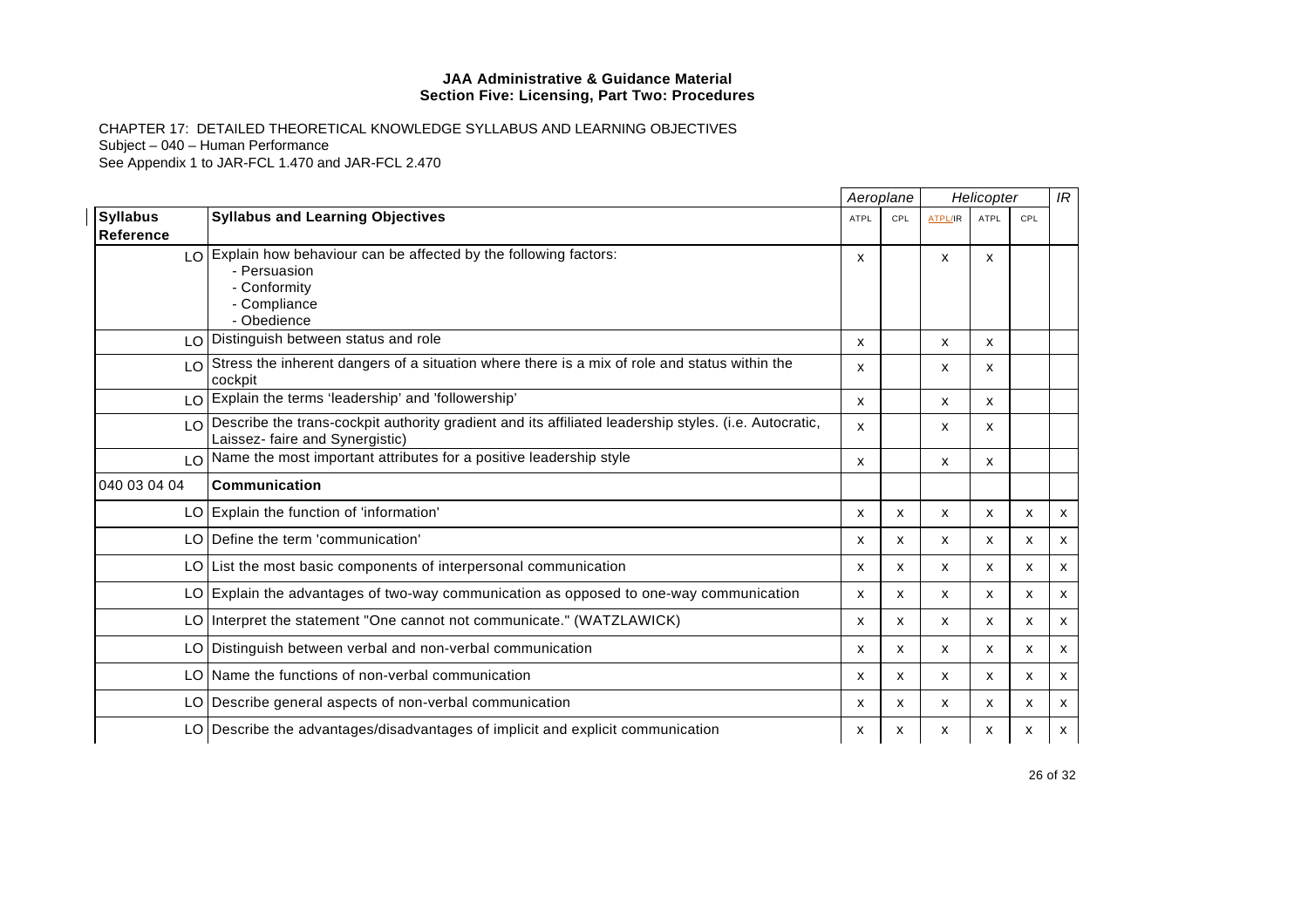CHAPTER 17: DETAILED THEORETICAL KNOWLEDGE SYLLABUS AND LEARNING OBJECTIVES
Subject – 040 – Human Performance
See Appendix 1 to JAR-FCL 1.470 and JAR-FCL 2.470

| | | *Aeroplane* | | *Helicopter* | | | *IR* |
|---|---|---|---|---|---|---|---|
| **Syllabus Reference** | **Syllabus and Learning Objectives** | ATPL | CPL | ATPL/IR | ATPL | CPL | |
| LO | Explain how behaviour can be affected by the following factors:<br>- Persuasion<br>- Conformity<br>- Compliance<br>- Obedience | x | | x | x | | |
| LO | Distinguish between status and role | x | | x | x | | |
| LO | Stress the inherent dangers of a situation where there is a mix of role and status within the cockpit | x | | x | x | | |
| LO | Explain the terms 'leadership' and 'followership' | x | | x | x | | |
| LO | Describe the trans-cockpit authority gradient and its affiliated leadership styles. (i.e. Autocratic, Laissez- faire and Synergistic) | x | | x | x | | |
| LO | Name the most important attributes for a positive leadership style | x | | x | x | | |
| 040 03 04 04 | **Communication** | | | | | | |
| LO | Explain the function of 'information' | x | x | x | x | x | x |
| LO | Define the term 'communication' | x | x | x | x | x | x |
| LO | List the most basic components of interpersonal communication | x | x | x | x | x | x |
| LO | Explain the advantages of two-way communication as opposed to one-way communication | x | x | x | x | x | x |
| LO | Interpret the statement "One cannot not communicate." (WATZLAWICK) | x | x | x | x | x | x |
| LO | Distinguish between verbal and non-verbal communication | x | x | x | x | x | x |
| LO | Name the functions of non-verbal communication | x | x | x | x | x | x |
| LO | Describe general aspects of non-verbal communication | x | x | x | x | x | x |
| LO | Describe the advantages/disadvantages of implicit and explicit communication | x | x | x | x | x | x |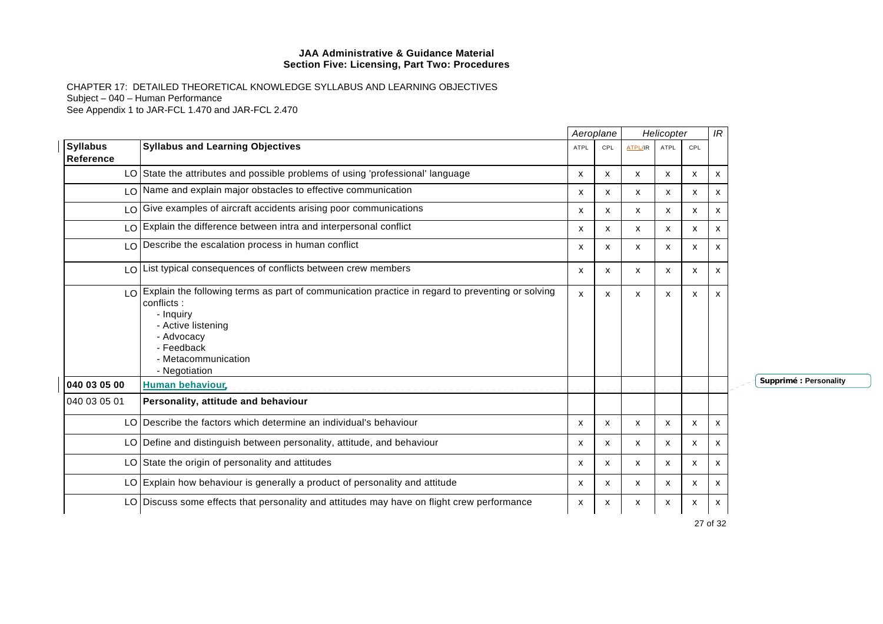CHAPTER 17: DETAILED THEORETICAL KNOWLEDGE SYLLABUS AND LEARNING OBJECTIVES
Subject – 040 – Human Performance
See Appendix 1 to JAR-FCL 1.470 and JAR-FCL 2.470

| | | Aeroplane | | Helicopter | | | IR |
|---|---|---|---|---|---|---|---|
| **Syllabus Reference** | **Syllabus and Learning Objectives** | ATPL | CPL | ATPL/IR | ATPL | CPL | |
| LO | State the attributes and possible problems of using 'professional' language | x | x | x | x | x | x |
| LO | Name and explain major obstacles to effective communication | x | x | x | x | x | x |
| LO | Give examples of aircraft accidents arising poor communications | x | x | x | x | x | x |
| LO | Explain the difference between intra and interpersonal conflict | x | x | x | x | x | x |
| LO | Describe the escalation process in human conflict | x | x | x | x | x | x |
| LO | List typical consequences of conflicts between crew members | x | x | x | x | x | x |
| LO | Explain the following terms as part of communication practice in regard to preventing or solving conflicts :<br>- Inquiry<br>- Active listening<br>- Advocacy<br>- Feedback<br>- Metacommunication<br>- Negotiation | x | x | x | x | x | x |
| **040 03 05 00** | **Human behaviour** | | | | | | |
| 040 03 05 01 | **Personality, attitude and behaviour** | | | | | | |
| LO | Describe the factors which determine an individual's behaviour | x | x | x | x | x | x |
| LO | Define and distinguish between personality, attitude, and behaviour | x | x | x | x | x | x |
| LO | State the origin of personality and attitudes | x | x | x | x | x | x |
| LO | Explain how behaviour is generally a product of personality and attitude | x | x | x | x | x | x |
| LO | Discuss some effects that personality and attitudes may have on flight crew performance | x | x | x | x | x | x |

Supprimé : Personality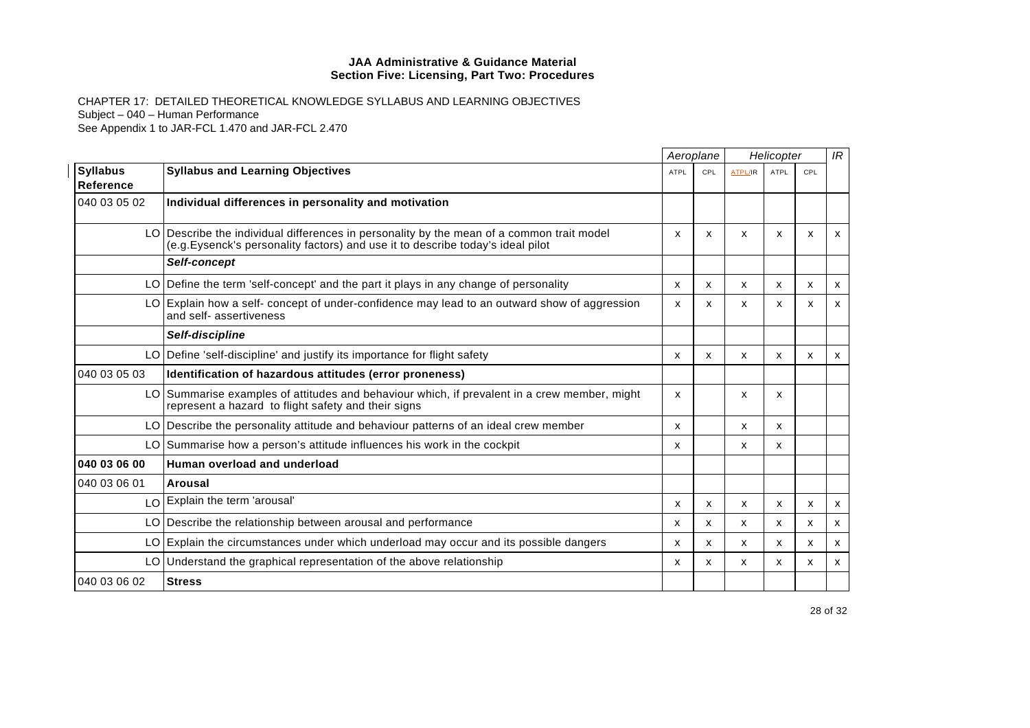**JAA Administrative & Guidance Material**
**Section Five: Licensing, Part Two: Procedures**

CHAPTER 17: DETAILED THEORETICAL KNOWLEDGE SYLLABUS AND LEARNING OBJECTIVES
Subject – 040 – Human Performance
See Appendix 1 to JAR-FCL 1.470 and JAR-FCL 2.470

| | | *Aeroplane* | | *Helicopter* | | | *IR* |
|---|---|---|---|---|---|---|---|
| **Syllabus Reference** | **Syllabus and Learning Objectives** | ATPL | CPL | ATPL/IR | ATPL | CPL | |
| 040 03 05 02 | **Individual differences in personality and motivation** | | | | | | |
| LO | Describe the individual differences in personality by the mean of a common trait model (e.g.Eysenck's personality factors) and use it to describe today's ideal pilot | x | x | x | x | x | x |
| | ***Self-concept*** | | | | | | |
| LO | Define the term 'self-concept' and the part it plays in any change of personality | x | x | x | x | x | x |
| LO | Explain how a self- concept of under-confidence may lead to an outward show of aggression and self- assertiveness | x | x | x | x | x | x |
| | ***Self-discipline*** | | | | | | |
| LO | Define 'self-discipline' and justify its importance for flight safety | x | x | x | x | x | x |
| 040 03 05 03 | **Identification of hazardous attitudes (error proneness)** | | | | | | |
| LO | Summarise examples of attitudes and behaviour which, if prevalent in a crew member, might represent a hazard to flight safety and their signs | x | | x | x | | |
| LO | Describe the personality attitude and behaviour patterns of an ideal crew member | x | | x | x | | |
| LO | Summarise how a person's attitude influences his work in the cockpit | x | | x | x | | |
| **040 03 06 00** | **Human overload and underload** | | | | | | |
| 040 03 06 01 | **Arousal** | | | | | | |
| LO | Explain the term 'arousal' | x | x | x | x | x | x |
| LO | Describe the relationship between arousal and performance | x | x | x | x | x | x |
| LO | Explain the circumstances under which underload may occur and its possible dangers | x | x | x | x | x | x |
| LO | Understand the graphical representation of the above relationship | x | x | x | x | x | x |
| 040 03 06 02 | **Stress** | | | | | | |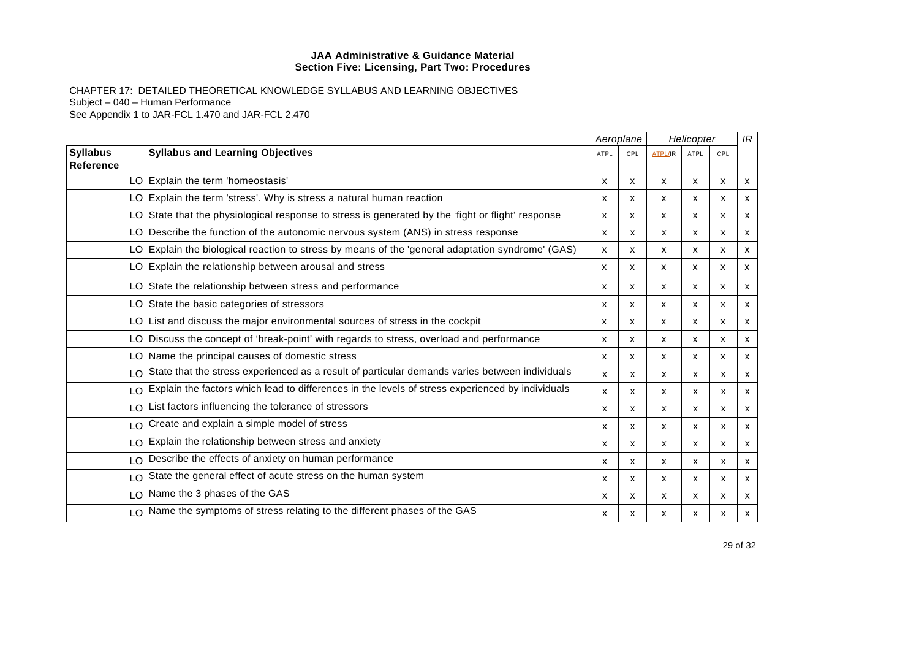**JAA Administrative & Guidance Material**
**Section Five: Licensing, Part Two: Procedures**

CHAPTER 17: DETAILED THEORETICAL KNOWLEDGE SYLLABUS AND LEARNING OBJECTIVES
Subject – 040 – Human Performance
See Appendix 1 to JAR-FCL 1.470 and JAR-FCL 2.470

| | | *Aeroplane* | | *Helicopter* | | | *IR* |
|---|---|---|---|---|---|---|---|
| **Syllabus Reference** | **Syllabus and Learning Objectives** | ATPL | CPL | ATPL/IR | ATPL | CPL | |
| LO | Explain the term 'homeostasis' | x | x | x | x | x | x |
| LO | Explain the term 'stress'. Why is stress a natural human reaction | x | x | x | x | x | x |
| LO | State that the physiological response to stress is generated by the 'fight or flight' response | x | x | x | x | x | x |
| LO | Describe the function of the autonomic nervous system (ANS) in stress response | x | x | x | x | x | x |
| LO | Explain the biological reaction to stress by means of the 'general adaptation syndrome' (GAS) | x | x | x | x | x | x |
| LO | Explain the relationship between arousal and stress | x | x | x | x | x | x |
| LO | State the relationship between stress and performance | x | x | x | x | x | x |
| LO | State the basic categories of stressors | x | x | x | x | x | x |
| LO | List and discuss the major environmental sources of stress in the cockpit | x | x | x | x | x | x |
| LO | Discuss the concept of 'break-point' with regards to stress, overload and performance | x | x | x | x | x | x |
| LO | Name the principal causes of domestic stress | x | x | x | x | x | x |
| LO | State that the stress experienced as a result of particular demands varies between individuals | x | x | x | x | x | x |
| LO | Explain the factors which lead to differences in the levels of stress experienced by individuals | x | x | x | x | x | x |
| LO | List factors influencing the tolerance of stressors | x | x | x | x | x | x |
| LO | Create and explain a simple model of stress | x | x | x | x | x | x |
| LO | Explain the relationship between stress and anxiety | x | x | x | x | x | x |
| LO | Describe the effects of anxiety on human performance | x | x | x | x | x | x |
| LO | State the general effect of acute stress on the human system | x | x | x | x | x | x |
| LO | Name the 3 phases of the GAS | x | x | x | x | x | x |
| LO | Name the symptoms of stress relating to the different phases of the GAS | x | x | x | x | x | x |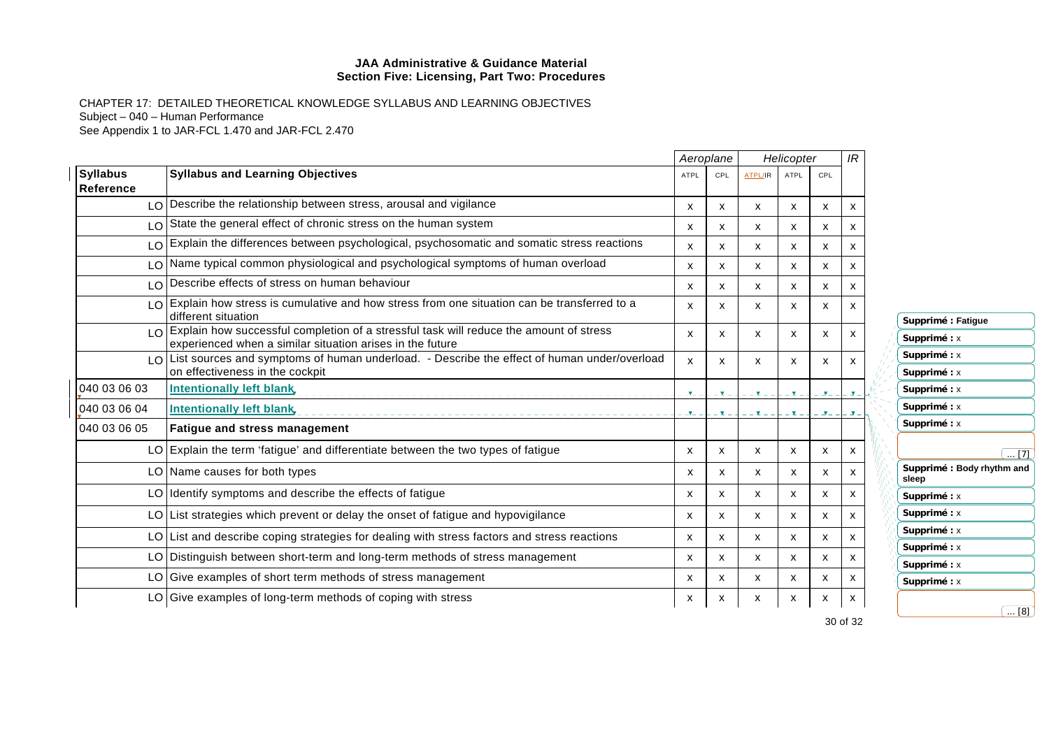**JAA Administrative & Guidance Material**
**Section Five: Licensing, Part Two: Procedures**

CHAPTER 17: DETAILED THEORETICAL KNOWLEDGE SYLLABUS AND LEARNING OBJECTIVES
Subject – 040 – Human Performance
See Appendix 1 to JAR-FCL 1.470 and JAR-FCL 2.470

| | | *Aeroplane* | | *Helicopter* | | | *IR* |
|---|---|---|---|---|---|---|---|
| **Syllabus Reference** | **Syllabus and Learning Objectives** | ATPL | CPL | ATPL/IR | ATPL | CPL | |
| LO | Describe the relationship between stress, arousal and vigilance | x | x | x | x | x | x |
| LO | State the general effect of chronic stress on the human system | x | x | x | x | x | x |
| LO | Explain the differences between psychological, psychosomatic and somatic stress reactions | x | x | x | x | x | x |
| LO | Name typical common physiological and psychological symptoms of human overload | x | x | x | x | x | x |
| LO | Describe effects of stress on human behaviour | x | x | x | x | x | x |
| LO | Explain how stress is cumulative and how stress from one situation can be transferred to a different situation | x | x | x | x | x | x |
| LO | Explain how successful completion of a stressful task will reduce the amount of stress experienced when a similar situation arises in the future | x | x | x | x | x | x |
| LO | List sources and symptoms of human underload. - Describe the effect of human under/overload on effectiveness in the cockpit | x | x | x | x | x | x |
| 040 03 06 03 | **Intentionally left blank** | | | | | | |
| 040 03 06 04 | **Intentionally left blank** | | | | | | |
| 040 03 06 05 | **Fatigue and stress management** | | | | | | |
| LO | Explain the term 'fatigue' and differentiate between the two types of fatigue | x | x | x | x | x | x |
| LO | Name causes for both types | x | x | x | x | x | x |
| LO | Identify symptoms and describe the effects of fatigue | x | x | x | x | x | x |
| LO | List strategies which prevent or delay the onset of fatigue and hypovigilance | x | x | x | x | x | x |
| LO | List and describe coping strategies for dealing with stress factors and stress reactions | x | x | x | x | x | x |
| LO | Distinguish between short-term and long-term methods of stress management | x | x | x | x | x | x |
| LO | Give examples of short term methods of stress management | x | x | x | x | x | x |
| LO | Give examples of long-term methods of coping with stress | x | x | x | x | x | x |

Supprimé : Fatigue
Supprimé : x
Supprimé : x
Supprimé : x
Supprimé : x
Supprimé : x
Supprimé : x
... [7]
Supprimé : Body rhythm and sleep
Supprimé : x
Supprimé : x
Supprimé : x
Supprimé : x
Supprimé : x
Supprimé : x
... [8]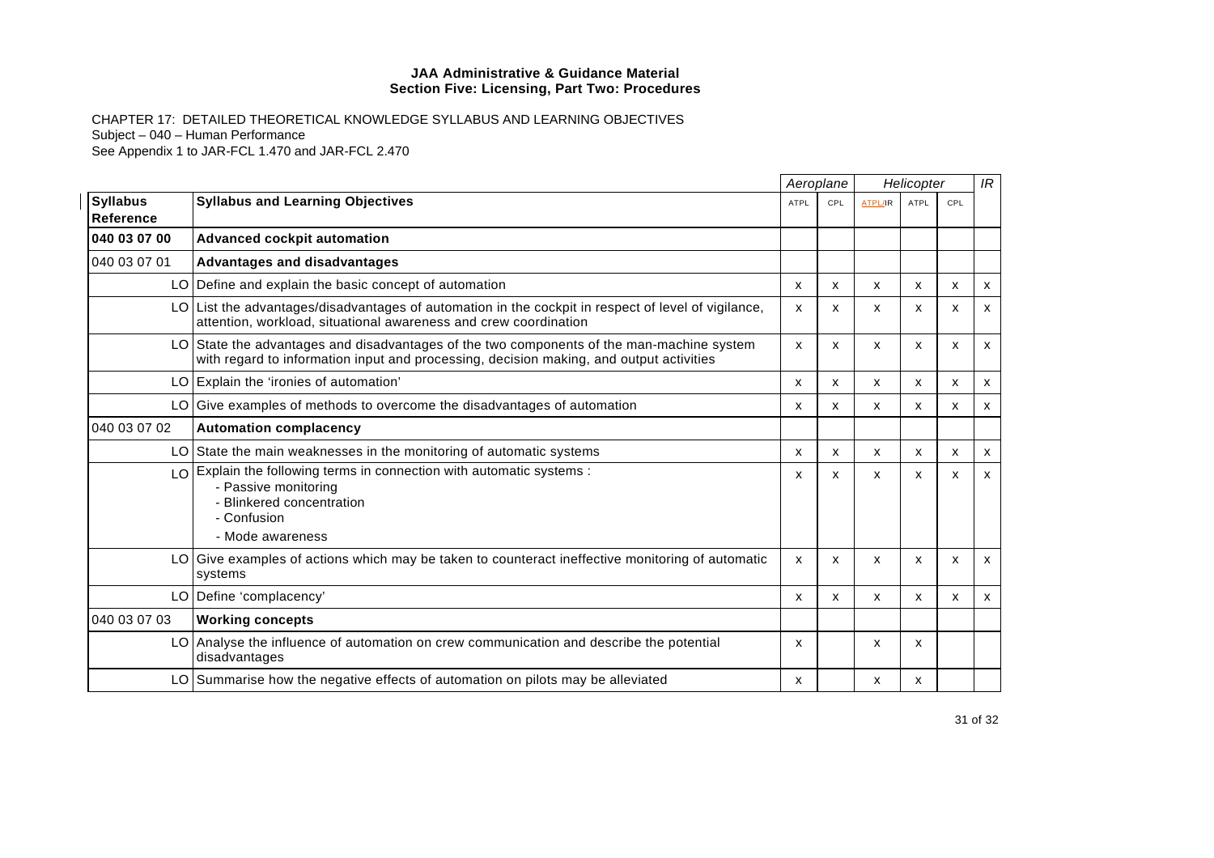**JAA Administrative & Guidance Material**
**Section Five: Licensing, Part Two: Procedures**

CHAPTER 17: DETAILED THEORETICAL KNOWLEDGE SYLLABUS AND LEARNING OBJECTIVES
Subject – 040 – Human Performance
See Appendix 1 to JAR-FCL 1.470 and JAR-FCL 2.470

| | | *Aeroplane* | | *Helicopter* | | | *IR* |
|---|---|---|---|---|---|---|---|
| **Syllabus Reference** | **Syllabus and Learning Objectives** | ATPL | CPL | ATPL/IR | ATPL | CPL | |
| **040 03 07 00** | **Advanced cockpit automation** | | | | | | |
| 040 03 07 01 | **Advantages and disadvantages** | | | | | | |
| LO | Define and explain the basic concept of automation | x | x | x | x | x | x |
| LO | List the advantages/disadvantages of automation in the cockpit in respect of level of vigilance, attention, workload, situational awareness and crew coordination | x | x | x | x | x | x |
| LO | State the advantages and disadvantages of the two components of the man-machine system with regard to information input and processing, decision making, and output activities | x | x | x | x | x | x |
| LO | Explain the 'ironies of automation' | x | x | x | x | x | x |
| LO | Give examples of methods to overcome the disadvantages of automation | x | x | x | x | x | x |
| 040 03 07 02 | **Automation complacency** | | | | | | |
| LO | State the main weaknesses in the monitoring of automatic systems | x | x | x | x | x | x |
| LO | Explain the following terms in connection with automatic systems :<br>- Passive monitoring<br>- Blinkered concentration<br>- Confusion<br>- Mode awareness | x | x | x | x | x | x |
| LO | Give examples of actions which may be taken to counteract ineffective monitoring of automatic systems | x | x | x | x | x | x |
| LO | Define 'complacency' | x | x | x | x | x | x |
| 040 03 07 03 | **Working concepts** | | | | | | |
| LO | Analyse the influence of automation on crew communication and describe the potential disadvantages | x | | x | x | | |
| LO | Summarise how the negative effects of automation on pilots may be alleviated | x | | x | x | | |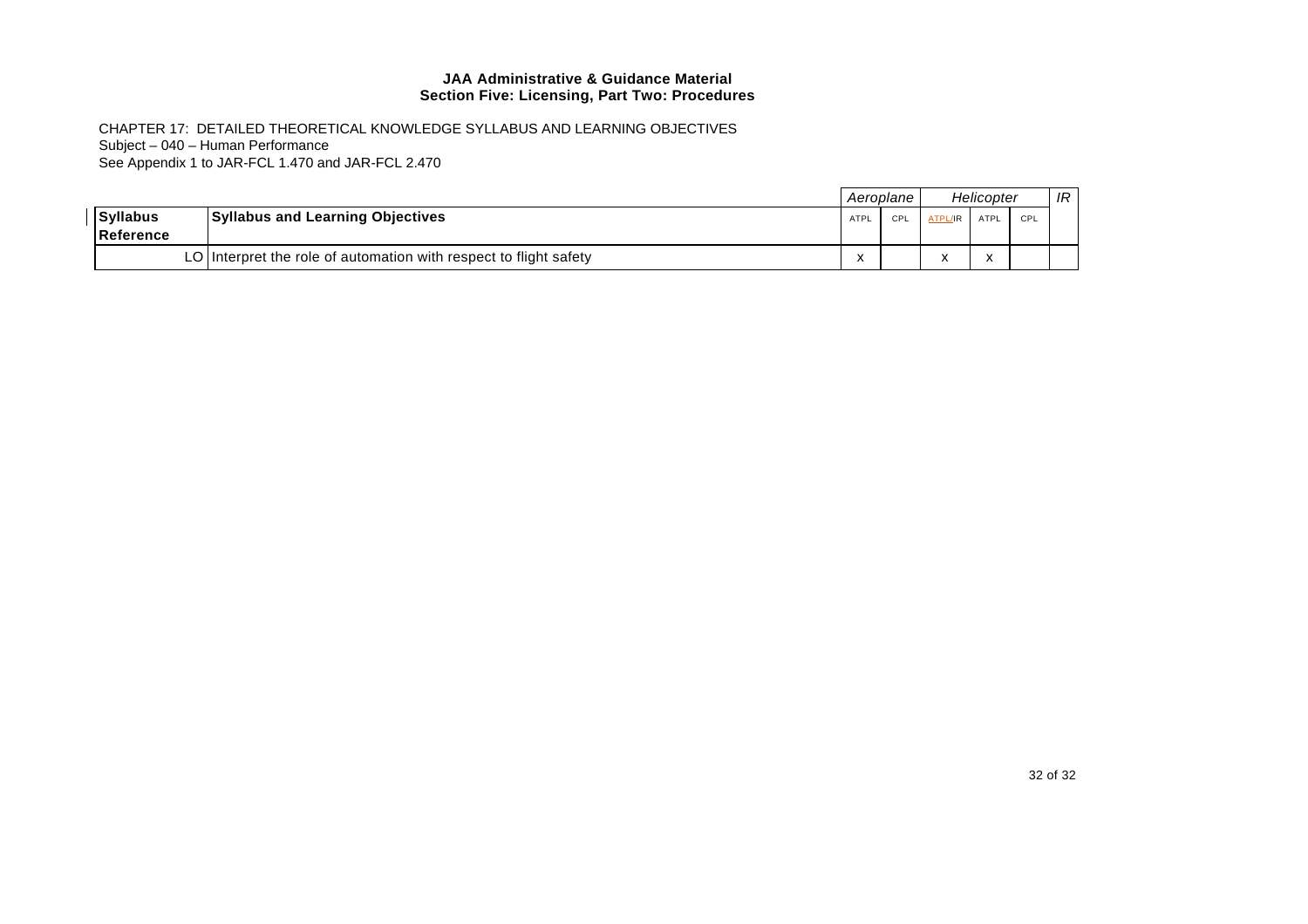**JAA Administrative & Guidance Material**
**Section Five: Licensing, Part Two: Procedures**

CHAPTER 17: DETAILED THEORETICAL KNOWLEDGE SYLLABUS AND LEARNING OBJECTIVES
Subject – 040 – Human Performance
See Appendix 1 to JAR-FCL 1.470 and JAR-FCL 2.470

| | | *Aeroplane* | | *Helicopter* | | | *IR* |
|---|---|---|---|---|---|---|---|
| **Syllabus Reference** | **Syllabus and Learning Objectives** | ATPL | CPL | ATPL/IR | ATPL | CPL | |
| LO | Interpret the role of automation with respect to flight safety | x | | x | x | | |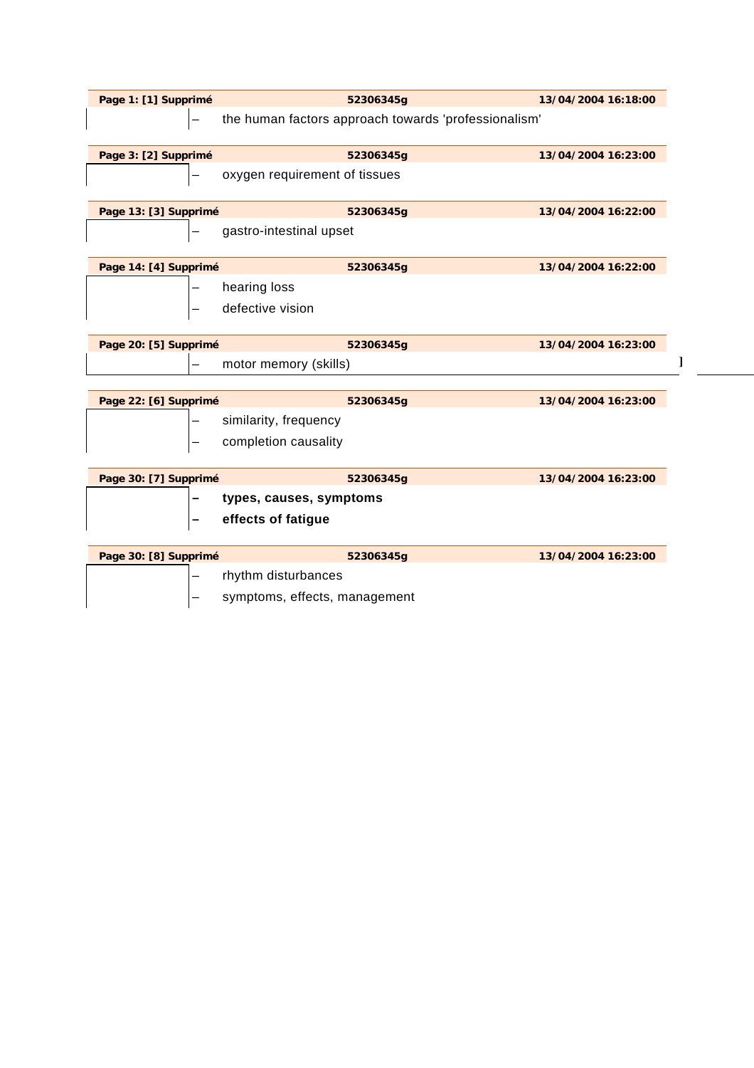| Page 1: [1] Supprimé | 52306345g | 13/04/2004 16:18:00 |
|---|---|---|

– the human factors approach towards 'professionalism'

| Page 3: [2] Supprimé | 52306345g | 13/04/2004 16:23:00 |
|---|---|---|

– oxygen requirement of tissues

| Page 13: [3] Supprimé | 52306345g | 13/04/2004 16:22:00 |
|---|---|---|

– gastro-intestinal upset

| Page 14: [4] Supprimé | 52306345g | 13/04/2004 16:22:00 |
|---|---|---|

– hearing loss
– defective vision

| Page 20: [5] Supprimé | 52306345g | 13/04/2004 16:23:00 |
|---|---|---|

– motor memory (skills)

| Page 22: [6] Supprimé | 52306345g | 13/04/2004 16:23:00 |
|---|---|---|

– similarity, frequency
– completion causality

| Page 30: [7] Supprimé | 52306345g | 13/04/2004 16:23:00 |
|---|---|---|

– **types, causes, symptoms**
– **effects of fatigue**

| Page 30: [8] Supprimé | 52306345g | 13/04/2004 16:23:00 |
|---|---|---|

– rhythm disturbances
– symptoms, effects, management